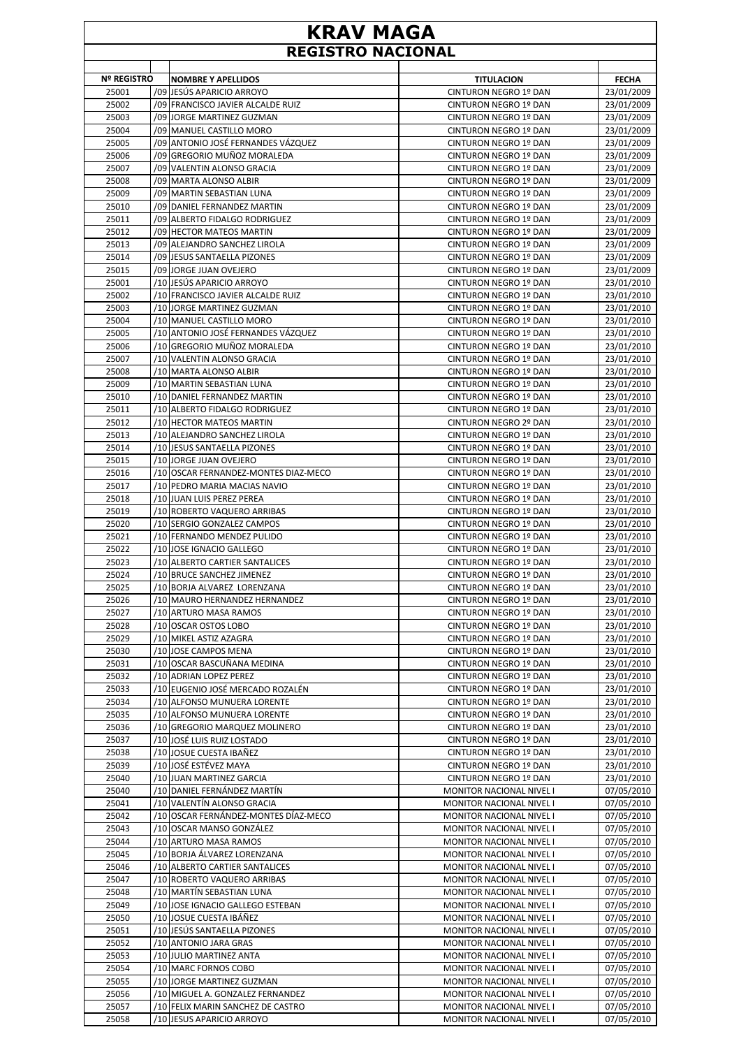# KRAV MAGA

## REGISTRO NACIONAL

| Nº REGISTRO | | NOMBRE Y APELLIDOS | TITULACION | FECHA |
|---|---|---|---|---|
| 25001 | /09 | JESÚS APARICIO ARROYO | CINTURON NEGRO 1º DAN | 23/01/2009 |
| 25002 | /09 | FRANCISCO JAVIER ALCALDE RUIZ | CINTURON NEGRO 1º DAN | 23/01/2009 |
| 25003 | /09 | JORGE MARTINEZ GUZMAN | CINTURON NEGRO 1º DAN | 23/01/2009 |
| 25004 | /09 | MANUEL CASTILLO MORO | CINTURON NEGRO 1º DAN | 23/01/2009 |
| 25005 | /09 | ANTONIO JOSÉ FERNANDES VÁZQUEZ | CINTURON NEGRO 1º DAN | 23/01/2009 |
| 25006 | /09 | GREGORIO MUÑOZ MORALEDA | CINTURON NEGRO 1º DAN | 23/01/2009 |
| 25007 | /09 | VALENTIN ALONSO GRACIA | CINTURON NEGRO 1º DAN | 23/01/2009 |
| 25008 | /09 | MARTA ALONSO ALBIR | CINTURON NEGRO 1º DAN | 23/01/2009 |
| 25009 | /09 | MARTIN SEBASTIAN LUNA | CINTURON NEGRO 1º DAN | 23/01/2009 |
| 25010 | /09 | DANIEL FERNANDEZ MARTIN | CINTURON NEGRO 1º DAN | 23/01/2009 |
| 25011 | /09 | ALBERTO FIDALGO RODRIGUEZ | CINTURON NEGRO 1º DAN | 23/01/2009 |
| 25012 | /09 | HECTOR MATEOS MARTIN | CINTURON NEGRO 1º DAN | 23/01/2009 |
| 25013 | /09 | ALEJANDRO SANCHEZ LIROLA | CINTURON NEGRO 1º DAN | 23/01/2009 |
| 25014 | /09 | JESUS SANTAELLA PIZONES | CINTURON NEGRO 1º DAN | 23/01/2009 |
| 25015 | /09 | JORGE JUAN OVEJERO | CINTURON NEGRO 1º DAN | 23/01/2009 |
| 25001 | /10 | JESÚS APARICIO ARROYO | CINTURON NEGRO 1º DAN | 23/01/2010 |
| 25002 | /10 | FRANCISCO JAVIER ALCALDE RUIZ | CINTURON NEGRO 1º DAN | 23/01/2010 |
| 25003 | /10 | JORGE MARTINEZ GUZMAN | CINTURON NEGRO 1º DAN | 23/01/2010 |
| 25004 | /10 | MANUEL CASTILLO MORO | CINTURON NEGRO 1º DAN | 23/01/2010 |
| 25005 | /10 | ANTONIO JOSÉ FERNANDES VÁZQUEZ | CINTURON NEGRO 1º DAN | 23/01/2010 |
| 25006 | /10 | GREGORIO MUÑOZ MORALEDA | CINTURON NEGRO 1º DAN | 23/01/2010 |
| 25007 | /10 | VALENTIN ALONSO GRACIA | CINTURON NEGRO 1º DAN | 23/01/2010 |
| 25008 | /10 | MARTA ALONSO ALBIR | CINTURON NEGRO 1º DAN | 23/01/2010 |
| 25009 | /10 | MARTIN SEBASTIAN LUNA | CINTURON NEGRO 1º DAN | 23/01/2010 |
| 25010 | /10 | DANIEL FERNANDEZ MARTIN | CINTURON NEGRO 1º DAN | 23/01/2010 |
| 25011 | /10 | ALBERTO FIDALGO RODRIGUEZ | CINTURON NEGRO 1º DAN | 23/01/2010 |
| 25012 | /10 | HECTOR MATEOS MARTIN | CINTURON NEGRO 2º DAN | 23/01/2010 |
| 25013 | /10 | ALEJANDRO SANCHEZ LIROLA | CINTURON NEGRO 1º DAN | 23/01/2010 |
| 25014 | /10 | JESUS SANTAELLA PIZONES | CINTURON NEGRO 1º DAN | 23/01/2010 |
| 25015 | /10 | JORGE JUAN OVEJERO | CINTURON NEGRO 1º DAN | 23/01/2010 |
| 25016 | /10 | OSCAR FERNANDEZ-MONTES DIAZ-MECO | CINTURON NEGRO 1º DAN | 23/01/2010 |
| 25017 | /10 | PEDRO MARIA MACIAS NAVIO | CINTURON NEGRO 1º DAN | 23/01/2010 |
| 25018 | /10 | JUAN LUIS PEREZ PEREA | CINTURON NEGRO 1º DAN | 23/01/2010 |
| 25019 | /10 | ROBERTO VAQUERO ARRIBAS | CINTURON NEGRO 1º DAN | 23/01/2010 |
| 25020 | /10 | SERGIO GONZALEZ CAMPOS | CINTURON NEGRO 1º DAN | 23/01/2010 |
| 25021 | /10 | FERNANDO MENDEZ PULIDO | CINTURON NEGRO 1º DAN | 23/01/2010 |
| 25022 | /10 | JOSE IGNACIO GALLEGO | CINTURON NEGRO 1º DAN | 23/01/2010 |
| 25023 | /10 | ALBERTO CARTIER SANTALICES | CINTURON NEGRO 1º DAN | 23/01/2010 |
| 25024 | /10 | BRUCE SANCHEZ JIMENEZ | CINTURON NEGRO 1º DAN | 23/01/2010 |
| 25025 | /10 | BORJA ALVAREZ LORENZANA | CINTURON NEGRO 1º DAN | 23/01/2010 |
| 25026 | /10 | MAURO HERNANDEZ HERNANDEZ | CINTURON NEGRO 1º DAN | 23/01/2010 |
| 25027 | /10 | ARTURO MASA RAMOS | CINTURON NEGRO 1º DAN | 23/01/2010 |
| 25028 | /10 | OSCAR OSTOS LOBO | CINTURON NEGRO 1º DAN | 23/01/2010 |
| 25029 | /10 | MIKEL ASTIZ AZAGRA | CINTURON NEGRO 1º DAN | 23/01/2010 |
| 25030 | /10 | JOSE CAMPOS MENA | CINTURON NEGRO 1º DAN | 23/01/2010 |
| 25031 | /10 | OSCAR BASCUÑANA MEDINA | CINTURON NEGRO 1º DAN | 23/01/2010 |
| 25032 | /10 | ADRIAN LOPEZ PEREZ | CINTURON NEGRO 1º DAN | 23/01/2010 |
| 25033 | /10 | EUGENIO JOSÉ MERCADO ROZALÉN | CINTURON NEGRO 1º DAN | 23/01/2010 |
| 25034 | /10 | ALFONSO MUNUERA LORENTE | CINTURON NEGRO 1º DAN | 23/01/2010 |
| 25035 | /10 | ALFONSO MUNUERA LORENTE | CINTURON NEGRO 1º DAN | 23/01/2010 |
| 25036 | /10 | GREGORIO MARQUEZ MOLINERO | CINTURON NEGRO 1º DAN | 23/01/2010 |
| 25037 | /10 | JOSÉ LUIS RUIZ LOSTADO | CINTURON NEGRO 1º DAN | 23/01/2010 |
| 25038 | /10 | JOSUE CUESTA IBAÑEZ | CINTURON NEGRO 1º DAN | 23/01/2010 |
| 25039 | /10 | JOSÉ ESTÉVEZ MAYA | CINTURON NEGRO 1º DAN | 23/01/2010 |
| 25040 | /10 | JUAN MARTINEZ GARCIA | CINTURON NEGRO 1º DAN | 23/01/2010 |
| 25040 | /10 | DANIEL FERNÁNDEZ MARTÍN | MONITOR NACIONAL NIVEL I | 07/05/2010 |
| 25041 | /10 | VALENTÍN ALONSO GRACIA | MONITOR NACIONAL NIVEL I | 07/05/2010 |
| 25042 | /10 | OSCAR FERNÁNDEZ-MONTES DÍAZ-MECO | MONITOR NACIONAL NIVEL I | 07/05/2010 |
| 25043 | /10 | OSCAR MANSO GONZÁLEZ | MONITOR NACIONAL NIVEL I | 07/05/2010 |
| 25044 | /10 | ARTURO MASA RAMOS | MONITOR NACIONAL NIVEL I | 07/05/2010 |
| 25045 | /10 | BORJA ÁLVAREZ LORENZANA | MONITOR NACIONAL NIVEL I | 07/05/2010 |
| 25046 | /10 | ALBERTO CARTIER SANTALICES | MONITOR NACIONAL NIVEL I | 07/05/2010 |
| 25047 | /10 | ROBERTO VAQUERO ARRIBAS | MONITOR NACIONAL NIVEL I | 07/05/2010 |
| 25048 | /10 | MARTÍN SEBASTIAN LUNA | MONITOR NACIONAL NIVEL I | 07/05/2010 |
| 25049 | /10 | JOSE IGNACIO GALLEGO ESTEBAN | MONITOR NACIONAL NIVEL I | 07/05/2010 |
| 25050 | /10 | JOSUE CUESTA IBÁÑEZ | MONITOR NACIONAL NIVEL I | 07/05/2010 |
| 25051 | /10 | JESÚS SANTAELLA PIZONES | MONITOR NACIONAL NIVEL I | 07/05/2010 |
| 25052 | /10 | ANTONIO JARA GRAS | MONITOR NACIONAL NIVEL I | 07/05/2010 |
| 25053 | /10 | JULIO MARTINEZ ANTA | MONITOR NACIONAL NIVEL I | 07/05/2010 |
| 25054 | /10 | MARC FORNOS COBO | MONITOR NACIONAL NIVEL I | 07/05/2010 |
| 25055 | /10 | JORGE MARTINEZ GUZMAN | MONITOR NACIONAL NIVEL I | 07/05/2010 |
| 25056 | /10 | MIGUEL A. GONZALEZ FERNANDEZ | MONITOR NACIONAL NIVEL I | 07/05/2010 |
| 25057 | /10 | FELIX MARIN SANCHEZ DE CASTRO | MONITOR NACIONAL NIVEL I | 07/05/2010 |
| 25058 | /10 | JESUS APARICIO ARROYO | MONITOR NACIONAL NIVEL I | 07/05/2010 |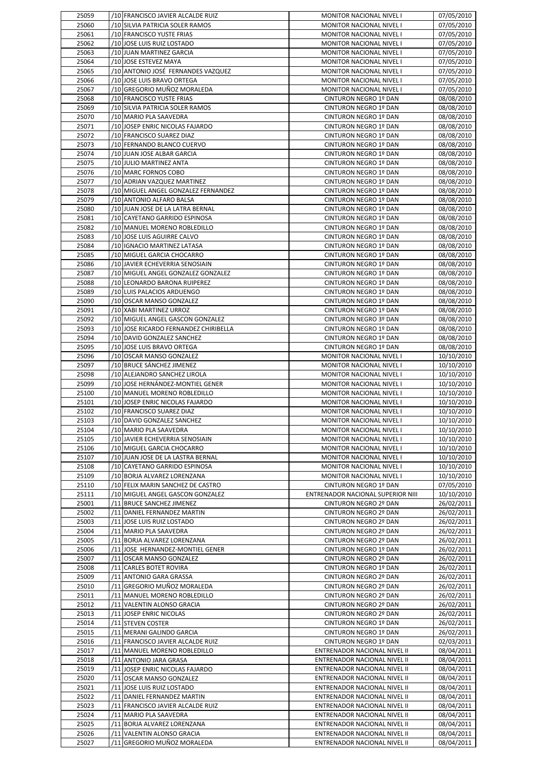| 25059 | /10 | FRANCISCO JAVIER ALCALDE RUIZ | MONITOR NACIONAL NIVEL I | 07/05/2010 |
|---|---|---|---|---|
| 25060 | /10 | SILVIA PATRICIA SOLER RAMOS | MONITOR NACIONAL NIVEL I | 07/05/2010 |
| 25061 | /10 | FRANCISCO YUSTE FRIAS | MONITOR NACIONAL NIVEL I | 07/05/2010 |
| 25062 | /10 | JOSE LUIS RUIZ LOSTADO | MONITOR NACIONAL NIVEL I | 07/05/2010 |
| 25063 | /10 | JUAN MARTINEZ GARCIA | MONITOR NACIONAL NIVEL I | 07/05/2010 |
| 25064 | /10 | JOSE ESTEVEZ MAYA | MONITOR NACIONAL NIVEL I | 07/05/2010 |
| 25065 | /10 | ANTONIO JOSÉ FERNANDES VAZQUEZ | MONITOR NACIONAL NIVEL I | 07/05/2010 |
| 25066 | /10 | JOSE LUIS BRAVO ORTEGA | MONITOR NACIONAL NIVEL I | 07/05/2010 |
| 25067 | /10 | GREGORIO MUÑOZ MORALEDA | MONITOR NACIONAL NIVEL I | 07/05/2010 |
| 25068 | /10 | FRANCISCO YUSTE FRIAS | CINTURON NEGRO 1º DAN | 08/08/2010 |
| 25069 | /10 | SILVIA PATRICIA SOLER RAMOS | CINTURON NEGRO 1º DAN | 08/08/2010 |
| 25070 | /10 | MARIO PLA SAAVEDRA | CINTURON NEGRO 1º DAN | 08/08/2010 |
| 25071 | /10 | JOSEP ENRIC NICOLAS FAJARDO | CINTURON NEGRO 1º DAN | 08/08/2010 |
| 25072 | /10 | FRANCISCO SUAREZ DIAZ | CINTURON NEGRO 1º DAN | 08/08/2010 |
| 25073 | /10 | FERNANDO BLANCO CUERVO | CINTURON NEGRO 1º DAN | 08/08/2010 |
| 25074 | /10 | JUAN JOSE ALBAR GARCIA | CINTURON NEGRO 1º DAN | 08/08/2010 |
| 25075 | /10 | JULIO MARTINEZ ANTA | CINTURON NEGRO 1º DAN | 08/08/2010 |
| 25076 | /10 | MARC FORNOS COBO | CINTURON NEGRO 1º DAN | 08/08/2010 |
| 25077 | /10 | ADRIAN VAZQUEZ MARTINEZ | CINTURON NEGRO 1º DAN | 08/08/2010 |
| 25078 | /10 | MIGUEL ANGEL GONZALEZ FERNANDEZ | CINTURON NEGRO 1º DAN | 08/08/2010 |
| 25079 | /10 | ANTONIO ALFARO BALSA | CINTURON NEGRO 1º DAN | 08/08/2010 |
| 25080 | /10 | JUAN JOSE DE LA LATRA BERNAL | CINTURON NEGRO 1º DAN | 08/08/2010 |
| 25081 | /10 | CAYETANO GARRIDO ESPINOSA | CINTURON NEGRO 1º DAN | 08/08/2010 |
| 25082 | /10 | MANUEL MORENO ROBLEDILLO | CINTURON NEGRO 1º DAN | 08/08/2010 |
| 25083 | /10 | JOSE LUIS AGUIRRE CALVO | CINTURON NEGRO 1º DAN | 08/08/2010 |
| 25084 | /10 | IGNACIO MARTINEZ LATASA | CINTURON NEGRO 1º DAN | 08/08/2010 |
| 25085 | /10 | MIGUEL GARCIA CHOCARRO | CINTURON NEGRO 1º DAN | 08/08/2010 |
| 25086 | /10 | JAVIER ECHEVERRIA SENOSIAIN | CINTURON NEGRO 1º DAN | 08/08/2010 |
| 25087 | /10 | MIGUEL ANGEL GONZALEZ GONZALEZ | CINTURON NEGRO 1º DAN | 08/08/2010 |
| 25088 | /10 | LEONARDO BARONA RUIPEREZ | CINTURON NEGRO 1º DAN | 08/08/2010 |
| 25089 | /10 | LUIS PALACIOS ARDUENGO | CINTURON NEGRO 1º DAN | 08/08/2010 |
| 25090 | /10 | OSCAR MANSO GONZALEZ | CINTURON NEGRO 1º DAN | 08/08/2010 |
| 25091 | /10 | XABI MARTINEZ URROZ | CINTURON NEGRO 1º DAN | 08/08/2010 |
| 25092 | /10 | MIGUEL ANGEL GASCON GONZALEZ | CINTURON NEGRO 3º DAN | 08/08/2010 |
| 25093 | /10 | JOSE RICARDO FERNANDEZ CHIRIBELLA | CINTURON NEGRO 1º DAN | 08/08/2010 |
| 25094 | /10 | DAVID GONZALEZ SANCHEZ | CINTURON NEGRO 1º DAN | 08/08/2010 |
| 25095 | /10 | JOSE LUIS BRAVO ORTEGA | CINTURON NEGRO 1º DAN | 08/08/2010 |
| 25096 | /10 | OSCAR MANSO GONZALEZ | MONITOR NACIONAL NIVEL I | 10/10/2010 |
| 25097 | /10 | BRUCE SÁNCHEZ JIMENEZ | MONITOR NACIONAL NIVEL I | 10/10/2010 |
| 25098 | /10 | ALEJANDRO SANCHEZ LIROLA | MONITOR NACIONAL NIVEL I | 10/10/2010 |
| 25099 | /10 | JOSE HERNÁNDEZ-MONTIEL GENER | MONITOR NACIONAL NIVEL I | 10/10/2010 |
| 25100 | /10 | MANUEL MORENO ROBLEDILLO | MONITOR NACIONAL NIVEL I | 10/10/2010 |
| 25101 | /10 | JOSEP ENRIC NICOLAS FAJARDO | MONITOR NACIONAL NIVEL I | 10/10/2010 |
| 25102 | /10 | FRANCISCO SUAREZ DIAZ | MONITOR NACIONAL NIVEL I | 10/10/2010 |
| 25103 | /10 | DAVID GONZALEZ SANCHEZ | MONITOR NACIONAL NIVEL I | 10/10/2010 |
| 25104 | /10 | MARIO PLA SAAVEDRA | MONITOR NACIONAL NIVEL I | 10/10/2010 |
| 25105 | /10 | JAVIER ECHEVERRIA SENOSIAIN | MONITOR NACIONAL NIVEL I | 10/10/2010 |
| 25106 | /10 | MIGUEL GARCIA CHOCARRO | MONITOR NACIONAL NIVEL I | 10/10/2010 |
| 25107 | /10 | JUAN JOSE DE LA LASTRA BERNAL | MONITOR NACIONAL NIVEL I | 10/10/2010 |
| 25108 | /10 | CAYETANO GARRIDO ESPINOSA | MONITOR NACIONAL NIVEL I | 10/10/2010 |
| 25109 | /10 | BORJA ALVAREZ LORENZANA | MONITOR NACIONAL NIVEL I | 10/10/2010 |
| 25110 | /10 | FELIX MARIN SANCHEZ DE CASTRO | CINTURON NEGRO 1º DAN | 07/05/2010 |
| 25111 | /10 | MIGUEL ANGEL GASCON GONZALEZ | ENTRENADOR NACIONAL SUPERIOR NIII | 10/10/2010 |
| 25001 | /11 | BRUCE SANCHEZ JIMENEZ | CINTURON NEGRO 2º DAN | 26/02/2011 |
| 25002 | /11 | DANIEL FERNANDEZ MARTIN | CINTURON NEGRO 2º DAN | 26/02/2011 |
| 25003 | /11 | JOSE LUIS RUIZ LOSTADO | CINTURON NEGRO 2º DAN | 26/02/2011 |
| 25004 | /11 | MARIO PLA SAAVEDRA | CINTURON NEGRO 2º DAN | 26/02/2011 |
| 25005 | /11 | BORJA ALVAREZ LORENZANA | CINTURON NEGRO 2º DAN | 26/02/2011 |
| 25006 | /11 | JOSE HERNANDEZ-MONTIEL GENER | CINTURON NEGRO 1º DAN | 26/02/2011 |
| 25007 | /11 | OSCAR MANSO GONZALEZ | CINTURON NEGRO 2º DAN | 26/02/2011 |
| 25008 | /11 | CARLES BOTET ROVIRA | CINTURON NEGRO 1º DAN | 26/02/2011 |
| 25009 | /11 | ANTONIO GARA GRASSA | CINTURON NEGRO 2º DAN | 26/02/2011 |
| 25010 | /11 | GREGORIO MUÑOZ MORALEDA | CINTURON NEGRO 2º DAN | 26/02/2011 |
| 25011 | /11 | MANUEL MORENO ROBLEDILLO | CINTURON NEGRO 2º DAN | 26/02/2011 |
| 25012 | /11 | VALENTIN ALONSO GRACIA | CINTURON NEGRO 2º DAN | 26/02/2011 |
| 25013 | /11 | JOSEP ENRIC NICOLAS | CINTURON NEGRO 2º DAN | 26/02/2011 |
| 25014 | /11 | STEVEN COSTER | CINTURON NEGRO 1º DAN | 26/02/2011 |
| 25015 | /11 | MERANI GALINDO GARCIA | CINTURON NEGRO 1º DAN | 26/02/2011 |
| 25016 | /11 | FRANCISCO JAVIER ALCALDE RUIZ | CINTURON NEGRO 1º DAN | 02/03/2011 |
| 25017 | /11 | MANUEL MORENO ROBLEDILLO | ENTRENADOR NACIONAL NIVEL II | 08/04/2011 |
| 25018 | /11 | ANTONIO JARA GRASA | ENTRENADOR NACIONAL NIVEL II | 08/04/2011 |
| 25019 | /11 | JOSEP ENRIC NICOLAS FAJARDO | ENTRENADOR NACIONAL NIVEL II | 08/04/2011 |
| 25020 | /11 | OSCAR MANSO GONZALEZ | ENTRENADOR NACIONAL NIVEL II | 08/04/2011 |
| 25021 | /11 | JOSE LUIS RUIZ LOSTADO | ENTRENADOR NACIONAL NIVEL II | 08/04/2011 |
| 25022 | /11 | DANIEL FERNANDEZ MARTIN | ENTRENADOR NACIONAL NIVEL II | 08/04/2011 |
| 25023 | /11 | FRANCISCO JAVIER ALCALDE RUIZ | ENTRENADOR NACIONAL NIVEL II | 08/04/2011 |
| 25024 | /11 | MARIO PLA SAAVEDRA | ENTRENADOR NACIONAL NIVEL II | 08/04/2011 |
| 25025 | /11 | BORJA ALVAREZ LORENZANA | ENTRENADOR NACIONAL NIVEL II | 08/04/2011 |
| 25026 | /11 | VALENTIN ALONSO GRACIA | ENTRENADOR NACIONAL NIVEL II | 08/04/2011 |
| 25027 | /11 | GREGORIO MUÑOZ MORALEDA | ENTRENADOR NACIONAL NIVEL II | 08/04/2011 |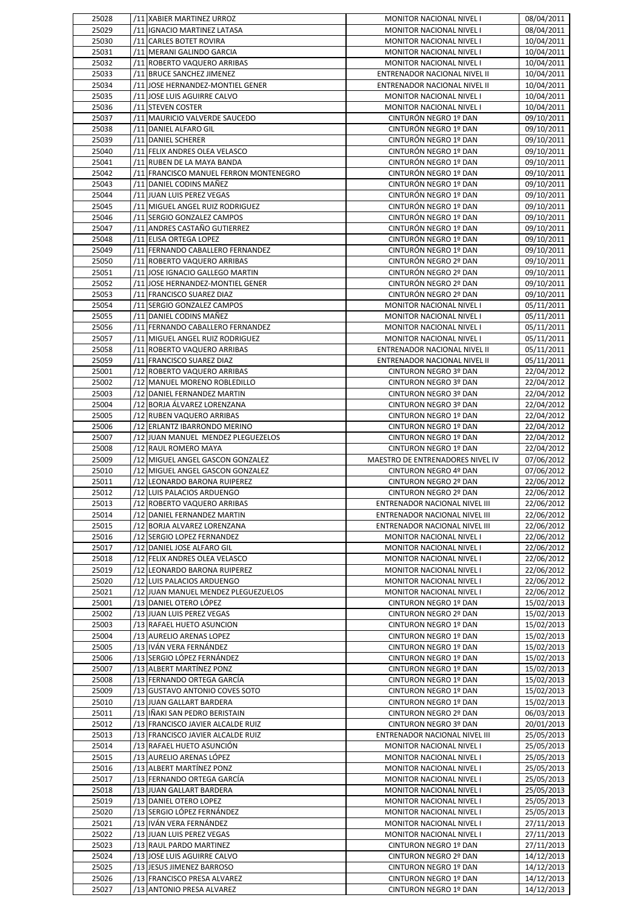| | | | |
|---|---|---|---|
| 25028 | /11 XABIER MARTINEZ URROZ | MONITOR NACIONAL NIVEL I | 08/04/2011 |
| 25029 | /11 IGNACIO MARTINEZ LATASA | MONITOR NACIONAL NIVEL I | 08/04/2011 |
| 25030 | /11 CARLES BOTET ROVIRA | MONITOR NACIONAL NIVEL I | 10/04/2011 |
| 25031 | /11 MERANI GALINDO GARCIA | MONITOR NACIONAL NIVEL I | 10/04/2011 |
| 25032 | /11 ROBERTO VAQUERO ARRIBAS | MONITOR NACIONAL NIVEL I | 10/04/2011 |
| 25033 | /11 BRUCE SANCHEZ JIMENEZ | ENTRENADOR NACIONAL NIVEL II | 10/04/2011 |
| 25034 | /11 JOSE HERNANDEZ-MONTIEL GENER | ENTRENADOR NACIONAL NIVEL II | 10/04/2011 |
| 25035 | /11 JOSE LUIS AGUIRRE CALVO | MONITOR NACIONAL NIVEL I | 10/04/2011 |
| 25036 | /11 STEVEN COSTER | MONITOR NACIONAL NIVEL I | 10/04/2011 |
| 25037 | /11 MAURICIO VALVERDE SAUCEDO | CINTURÓN NEGRO 1º DAN | 09/10/2011 |
| 25038 | /11 DANIEL ALFARO GIL | CINTURÓN NEGRO 1º DAN | 09/10/2011 |
| 25039 | /11 DANIEL SCHERER | CINTURÓN NEGRO 1º DAN | 09/10/2011 |
| 25040 | /11 FELIX ANDRES OLEA VELASCO | CINTURÓN NEGRO 1º DAN | 09/10/2011 |
| 25041 | /11 RUBEN DE LA MAYA BANDA | CINTURÓN NEGRO 1º DAN | 09/10/2011 |
| 25042 | /11 FRANCISCO MANUEL FERRON MONTENEGRO | CINTURÓN NEGRO 1º DAN | 09/10/2011 |
| 25043 | /11 DANIEL CODINS MAÑEZ | CINTURÓN NEGRO 1º DAN | 09/10/2011 |
| 25044 | /11 JUAN LUIS PEREZ VEGAS | CINTURÓN NEGRO 1º DAN | 09/10/2011 |
| 25045 | /11 MIGUEL ANGEL RUIZ RODRIGUEZ | CINTURÓN NEGRO 1º DAN | 09/10/2011 |
| 25046 | /11 SERGIO GONZALEZ CAMPOS | CINTURÓN NEGRO 1º DAN | 09/10/2011 |
| 25047 | /11 ANDRES CASTAÑO GUTIERREZ | CINTURÓN NEGRO 1º DAN | 09/10/2011 |
| 25048 | /11 ELISA ORTEGA LOPEZ | CINTURÓN NEGRO 1º DAN | 09/10/2011 |
| 25049 | /11 FERNANDO CABALLERO FERNANDEZ | CINTURÓN NEGRO 1º DAN | 09/10/2011 |
| 25050 | /11 ROBERTO VAQUERO ARRIBAS | CINTURÓN NEGRO 2º DAN | 09/10/2011 |
| 25051 | /11 JOSE IGNACIO GALLEGO MARTIN | CINTURÓN NEGRO 2º DAN | 09/10/2011 |
| 25052 | /11 JOSE HERNANDEZ-MONTIEL GENER | CINTURÓN NEGRO 2º DAN | 09/10/2011 |
| 25053 | /11 FRANCISCO SUAREZ DIAZ | CINTURÓN NEGRO 2º DAN | 09/10/2011 |
| 25054 | /11 SERGIO GONZALEZ CAMPOS | MONITOR NACIONAL NIVEL I | 05/11/2011 |
| 25055 | /11 DANIEL CODINS MAÑEZ | MONITOR NACIONAL NIVEL I | 05/11/2011 |
| 25056 | /11 FERNANDO CABALLERO FERNANDEZ | MONITOR NACIONAL NIVEL I | 05/11/2011 |
| 25057 | /11 MIGUEL ANGEL RUIZ RODRIGUEZ | MONITOR NACIONAL NIVEL I | 05/11/2011 |
| 25058 | /11 ROBERTO VAQUERO ARRIBAS | ENTRENADOR NACIONAL NIVEL II | 05/11/2011 |
| 25059 | /11 FRANCISCO SUAREZ DIAZ | ENTRENADOR NACIONAL NIVEL II | 05/11/2011 |
| 25001 | /12 ROBERTO VAQUERO ARRIBAS | CINTURON NEGRO 3º DAN | 22/04/2012 |
| 25002 | /12 MANUEL MORENO ROBLEDILLO | CINTURON NEGRO 3º DAN | 22/04/2012 |
| 25003 | /12 DANIEL FERNANDEZ MARTIN | CINTURON NEGRO 3º DAN | 22/04/2012 |
| 25004 | /12 BORJA ÁLVAREZ LORENZANA | CINTURON NEGRO 3º DAN | 22/04/2012 |
| 25005 | /12 RUBEN VAQUERO ARRIBAS | CINTURON NEGRO 1º DAN | 22/04/2012 |
| 25006 | /12 ERLANTZ IBARRONDO MERINO | CINTURON NEGRO 1º DAN | 22/04/2012 |
| 25007 | /12 JUAN MANUEL  MENDEZ PLEGUEZELOS | CINTURON NEGRO 1º DAN | 22/04/2012 |
| 25008 | /12 RAUL ROMERO MAYA | CINTURON NEGRO 1º DAN | 22/04/2012 |
| 25009 | /12 MIGUEL ANGEL GASCON GONZALEZ | MAESTRO DE ENTRENADORES NIVEL IV | 07/06/2012 |
| 25010 | /12 MIGUEL ANGEL GASCON GONZALEZ | CINTURON NEGRO 4º DAN | 07/06/2012 |
| 25011 | /12 LEONARDO BARONA RUIPEREZ | CINTURON NEGRO 2º DAN | 22/06/2012 |
| 25012 | /12 LUIS PALACIOS ARDUENGO | CINTURON NEGRO 2º DAN | 22/06/2012 |
| 25013 | /12 ROBERTO VAQUERO ARRIBAS | ENTRENADOR NACIONAL NIVEL III | 22/06/2012 |
| 25014 | /12 DANIEL FERNANDEZ MARTIN | ENTRENADOR NACIONAL NIVEL III | 22/06/2012 |
| 25015 | /12 BORJA ALVAREZ LORENZANA | ENTRENADOR NACIONAL NIVEL III | 22/06/2012 |
| 25016 | /12 SERGIO LOPEZ FERNANDEZ | MONITOR NACIONAL NIVEL I | 22/06/2012 |
| 25017 | /12 DANIEL JOSE ALFARO GIL | MONITOR NACIONAL NIVEL I | 22/06/2012 |
| 25018 | /12 FELIX ANDRES OLEA VELASCO | MONITOR NACIONAL NIVEL I | 22/06/2012 |
| 25019 | /12 LEONARDO BARONA RUIPEREZ | MONITOR NACIONAL NIVEL I | 22/06/2012 |
| 25020 | /12 LUIS PALACIOS ARDUENGO | MONITOR NACIONAL NIVEL I | 22/06/2012 |
| 25021 | /12 JUAN MANUEL MENDEZ PLEGUEZUELOS | MONITOR NACIONAL NIVEL I | 22/06/2012 |
| 25001 | /13 DANIEL OTERO LÓPEZ | CINTURON NEGRO 1º DAN | 15/02/2013 |
| 25002 | /13 JUAN LUIS PEREZ VEGAS | CINTURON NEGRO 2º DAN | 15/02/2013 |
| 25003 | /13 RAFAEL HUETO ASUNCION | CINTURON NEGRO 1º DAN | 15/02/2013 |
| 25004 | /13 AURELIO ARENAS LOPEZ | CINTURON NEGRO 1º DAN | 15/02/2013 |
| 25005 | /13 IVÁN VERA FERNÁNDEZ | CINTURON NEGRO 1º DAN | 15/02/2013 |
| 25006 | /13 SERGIO LÓPEZ FERNÁNDEZ | CINTURON NEGRO 1º DAN | 15/02/2013 |
| 25007 | /13 ALBERT MARTÍNEZ PONZ | CINTURON NEGRO 1º DAN | 15/02/2013 |
| 25008 | /13 FERNANDO ORTEGA GARCÍA | CINTURON NEGRO 1º DAN | 15/02/2013 |
| 25009 | /13 GUSTAVO ANTONIO COVES SOTO | CINTURON NEGRO 1º DAN | 15/02/2013 |
| 25010 | /13 JUAN GALLART BARDERA | CINTURON NEGRO 1º DAN | 15/02/2013 |
| 25011 | /13 IÑAKI SAN PEDRO BERISTAIN | CINTURON NEGRO 2º DAN | 06/03/2013 |
| 25012 | /13 FRANCISCO JAVIER ALCALDE RUIZ | CINTURON NEGRO 3º DAN | 20/01/2013 |
| 25013 | /13 FRANCISCO JAVIER ALCALDE RUIZ | ENTRENADOR NACIONAL NIVEL III | 25/05/2013 |
| 25014 | /13 RAFAEL HUETO ASUNCIÓN | MONITOR NACIONAL NIVEL I | 25/05/2013 |
| 25015 | /13 AURELIO ARENAS LÓPEZ | MONITOR NACIONAL NIVEL I | 25/05/2013 |
| 25016 | /13 ALBERT MARTÍNEZ PONZ | MONITOR NACIONAL NIVEL I | 25/05/2013 |
| 25017 | /13 FERNANDO ORTEGA GARCÍA | MONITOR NACIONAL NIVEL I | 25/05/2013 |
| 25018 | /13 JUAN GALLART BARDERA | MONITOR NACIONAL NIVEL I | 25/05/2013 |
| 25019 | /13 DANIEL OTERO LOPEZ | MONITOR NACIONAL NIVEL I | 25/05/2013 |
| 25020 | /13 SERGIO LÓPEZ FERNÁNDEZ | MONITOR NACIONAL NIVEL I | 25/05/2013 |
| 25021 | /13 IVÁN VERA FERNÁNDEZ | MONITOR NACIONAL NIVEL I | 27/11/2013 |
| 25022 | /13 JUAN LUIS PEREZ VEGAS | MONITOR NACIONAL NIVEL I | 27/11/2013 |
| 25023 | /13 RAUL PARDO MARTINEZ | CINTURON NEGRO 1º DAN | 27/11/2013 |
| 25024 | /13 JOSE LUIS AGUIRRE CALVO | CINTURON NEGRO 2º DAN | 14/12/2013 |
| 25025 | /13 JESUS JIMENEZ BARROSO | CINTURON NEGRO 1º DAN | 14/12/2013 |
| 25026 | /13 FRANCISCO PRESA ALVAREZ | CINTURON NEGRO 1º DAN | 14/12/2013 |
| 25027 | /13 ANTONIO PRESA ALVAREZ | CINTURON NEGRO 1º DAN | 14/12/2013 |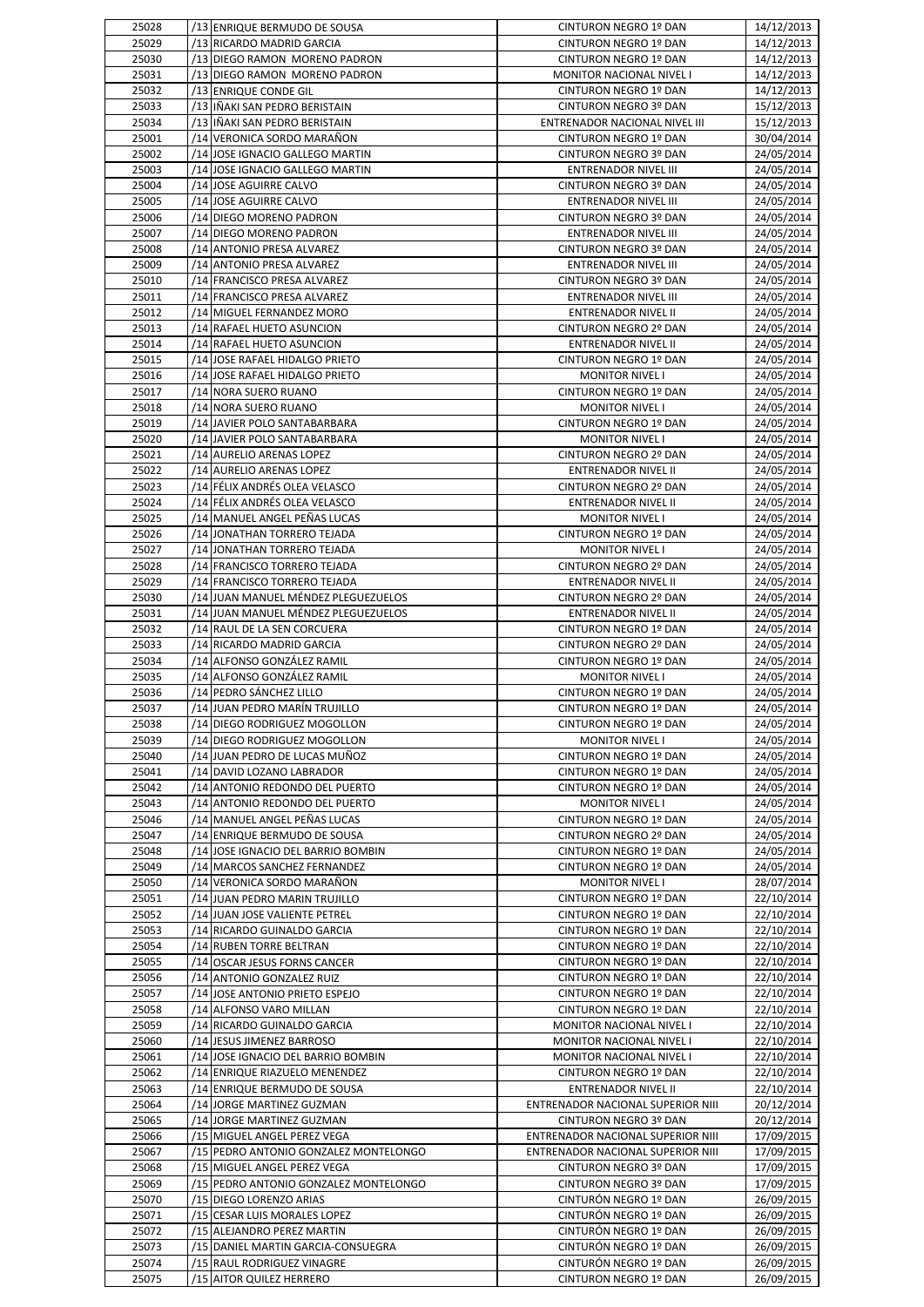| | | | | |
|---|---|---|---|---|
| 25028 | /13 | ENRIQUE BERMUDO DE SOUSA | CINTURON NEGRO 1º DAN | 14/12/2013 |
| 25029 | /13 | RICARDO MADRID GARCIA | CINTURON NEGRO 1º DAN | 14/12/2013 |
| 25030 | /13 | DIEGO RAMON MORENO PADRON | CINTURON NEGRO 1º DAN | 14/12/2013 |
| 25031 | /13 | DIEGO RAMON MORENO PADRON | MONITOR NACIONAL NIVEL I | 14/12/2013 |
| 25032 | /13 | ENRIQUE CONDE GIL | CINTURON NEGRO 1º DAN | 14/12/2013 |
| 25033 | /13 | IÑAKI SAN PEDRO BERISTAIN | CINTURON NEGRO 3º DAN | 15/12/2013 |
| 25034 | /13 | IÑAKI SAN PEDRO BERISTAIN | ENTRENADOR NACIONAL NIVEL III | 15/12/2013 |
| 25001 | /14 | VERONICA SORDO MARAÑON | CINTURON NEGRO 1º DAN | 30/04/2014 |
| 25002 | /14 | JOSE IGNACIO GALLEGO MARTIN | CINTURON NEGRO 3º DAN | 24/05/2014 |
| 25003 | /14 | JOSE IGNACIO GALLEGO MARTIN | ENTRENADOR NIVEL III | 24/05/2014 |
| 25004 | /14 | JOSE AGUIRRE CALVO | CINTURON NEGRO 3º DAN | 24/05/2014 |
| 25005 | /14 | JOSE AGUIRRE CALVO | ENTRENADOR NIVEL III | 24/05/2014 |
| 25006 | /14 | DIEGO MORENO PADRON | CINTURON NEGRO 3º DAN | 24/05/2014 |
| 25007 | /14 | DIEGO MORENO PADRON | ENTRENADOR NIVEL III | 24/05/2014 |
| 25008 | /14 | ANTONIO PRESA ALVAREZ | CINTURON NEGRO 3º DAN | 24/05/2014 |
| 25009 | /14 | ANTONIO PRESA ALVAREZ | ENTRENADOR NIVEL III | 24/05/2014 |
| 25010 | /14 | FRANCISCO PRESA ALVAREZ | CINTURON NEGRO 3º DAN | 24/05/2014 |
| 25011 | /14 | FRANCISCO PRESA ALVAREZ | ENTRENADOR NIVEL III | 24/05/2014 |
| 25012 | /14 | MIGUEL FERNANDEZ MORO | ENTRENADOR NIVEL II | 24/05/2014 |
| 25013 | /14 | RAFAEL HUETO ASUNCION | CINTURON NEGRO 2º DAN | 24/05/2014 |
| 25014 | /14 | RAFAEL HUETO ASUNCION | ENTRENADOR NIVEL II | 24/05/2014 |
| 25015 | /14 | JOSE RAFAEL HIDALGO PRIETO | CINTURON NEGRO 1º DAN | 24/05/2014 |
| 25016 | /14 | JOSE RAFAEL HIDALGO PRIETO | MONITOR NIVEL I | 24/05/2014 |
| 25017 | /14 | NORA SUERO RUANO | CINTURON NEGRO 1º DAN | 24/05/2014 |
| 25018 | /14 | NORA SUERO RUANO | MONITOR NIVEL I | 24/05/2014 |
| 25019 | /14 | JAVIER POLO SANTABARBARA | CINTURON NEGRO 1º DAN | 24/05/2014 |
| 25020 | /14 | JAVIER POLO SANTABARBARA | MONITOR NIVEL I | 24/05/2014 |
| 25021 | /14 | AURELIO ARENAS LOPEZ | CINTURON NEGRO 2º DAN | 24/05/2014 |
| 25022 | /14 | AURELIO ARENAS LOPEZ | ENTRENADOR NIVEL II | 24/05/2014 |
| 25023 | /14 | FÉLIX ANDRÉS OLEA VELASCO | CINTURON NEGRO 2º DAN | 24/05/2014 |
| 25024 | /14 | FÉLIX ANDRÉS OLEA VELASCO | ENTRENADOR NIVEL II | 24/05/2014 |
| 25025 | /14 | MANUEL ANGEL PEÑAS LUCAS | MONITOR NIVEL I | 24/05/2014 |
| 25026 | /14 | JONATHAN TORRERO TEJADA | CINTURON NEGRO 1º DAN | 24/05/2014 |
| 25027 | /14 | JONATHAN TORRERO TEJADA | MONITOR NIVEL I | 24/05/2014 |
| 25028 | /14 | FRANCISCO TORRERO TEJADA | CINTURON NEGRO 2º DAN | 24/05/2014 |
| 25029 | /14 | FRANCISCO TORRERO TEJADA | ENTRENADOR NIVEL II | 24/05/2014 |
| 25030 | /14 | JUAN MANUEL MÉNDEZ PLEGUEZUELOS | CINTURON NEGRO 2º DAN | 24/05/2014 |
| 25031 | /14 | JUAN MANUEL MÉNDEZ PLEGUEZUELOS | ENTRENADOR NIVEL II | 24/05/2014 |
| 25032 | /14 | RAUL DE LA SEN CORCUERA | CINTURON NEGRO 1º DAN | 24/05/2014 |
| 25033 | /14 | RICARDO MADRID GARCIA | CINTURON NEGRO 2º DAN | 24/05/2014 |
| 25034 | /14 | ALFONSO GONZÁLEZ RAMIL | CINTURON NEGRO 1º DAN | 24/05/2014 |
| 25035 | /14 | ALFONSO GONZÁLEZ RAMIL | MONITOR NIVEL I | 24/05/2014 |
| 25036 | /14 | PEDRO SÁNCHEZ LILLO | CINTURON NEGRO 1º DAN | 24/05/2014 |
| 25037 | /14 | JUAN PEDRO MARÍN TRUJILLO | CINTURON NEGRO 1º DAN | 24/05/2014 |
| 25038 | /14 | DIEGO RODRIGUEZ MOGOLLON | CINTURON NEGRO 1º DAN | 24/05/2014 |
| 25039 | /14 | DIEGO RODRIGUEZ MOGOLLON | MONITOR NIVEL I | 24/05/2014 |
| 25040 | /14 | JUAN PEDRO DE LUCAS MUÑOZ | CINTURON NEGRO 1º DAN | 24/05/2014 |
| 25041 | /14 | DAVID LOZANO LABRADOR | CINTURON NEGRO 1º DAN | 24/05/2014 |
| 25042 | /14 | ANTONIO REDONDO DEL PUERTO | CINTURON NEGRO 1º DAN | 24/05/2014 |
| 25043 | /14 | ANTONIO REDONDO DEL PUERTO | MONITOR NIVEL I | 24/05/2014 |
| 25046 | /14 | MANUEL ANGEL PEÑAS LUCAS | CINTURON NEGRO 1º DAN | 24/05/2014 |
| 25047 | /14 | ENRIQUE BERMUDO DE SOUSA | CINTURON NEGRO 2º DAN | 24/05/2014 |
| 25048 | /14 | JOSE IGNACIO DEL BARRIO BOMBIN | CINTURON NEGRO 1º DAN | 24/05/2014 |
| 25049 | /14 | MARCOS SANCHEZ FERNANDEZ | CINTURON NEGRO 1º DAN | 24/05/2014 |
| 25050 | /14 | VERONICA SORDO MARAÑON | MONITOR NIVEL I | 28/07/2014 |
| 25051 | /14 | JUAN PEDRO MARIN TRUJILLO | CINTURON NEGRO 1º DAN | 22/10/2014 |
| 25052 | /14 | JUAN JOSE VALIENTE PETREL | CINTURON NEGRO 1º DAN | 22/10/2014 |
| 25053 | /14 | RICARDO GUINALDO GARCIA | CINTURON NEGRO 1º DAN | 22/10/2014 |
| 25054 | /14 | RUBEN TORRE BELTRAN | CINTURON NEGRO 1º DAN | 22/10/2014 |
| 25055 | /14 | OSCAR JESUS FORNS CANCER | CINTURON NEGRO 1º DAN | 22/10/2014 |
| 25056 | /14 | ANTONIO GONZALEZ RUIZ | CINTURON NEGRO 1º DAN | 22/10/2014 |
| 25057 | /14 | JOSE ANTONIO PRIETO ESPEJO | CINTURON NEGRO 1º DAN | 22/10/2014 |
| 25058 | /14 | ALFONSO VARO MILLAN | CINTURON NEGRO 1º DAN | 22/10/2014 |
| 25059 | /14 | RICARDO GUINALDO GARCIA | MONITOR NACIONAL NIVEL I | 22/10/2014 |
| 25060 | /14 | JESUS JIMENEZ BARROSO | MONITOR NACIONAL NIVEL I | 22/10/2014 |
| 25061 | /14 | JOSE IGNACIO DEL BARRIO BOMBIN | MONITOR NACIONAL NIVEL I | 22/10/2014 |
| 25062 | /14 | ENRIQUE RIAZUELO MENENDEZ | CINTURON NEGRO 1º DAN | 22/10/2014 |
| 25063 | /14 | ENRIQUE BERMUDO DE SOUSA | ENTRENADOR NIVEL II | 22/10/2014 |
| 25064 | /14 | JORGE MARTINEZ GUZMAN | ENTRENADOR NACIONAL SUPERIOR NIII | 20/12/2014 |
| 25065 | /14 | JORGE MARTINEZ GUZMAN | CINTURON NEGRO 3º DAN | 20/12/2014 |
| 25066 | /15 | MIGUEL ANGEL PEREZ VEGA | ENTRENADOR NACIONAL SUPERIOR NIII | 17/09/2015 |
| 25067 | /15 | PEDRO ANTONIO GONZALEZ MONTELONGO | ENTRENADOR NACIONAL SUPERIOR NIII | 17/09/2015 |
| 25068 | /15 | MIGUEL ANGEL PEREZ VEGA | CINTURON NEGRO 3º DAN | 17/09/2015 |
| 25069 | /15 | PEDRO ANTONIO GONZALEZ MONTELONGO | CINTURON NEGRO 3º DAN | 17/09/2015 |
| 25070 | /15 | DIEGO LORENZO ARIAS | CINTURÓN NEGRO 1º DAN | 26/09/2015 |
| 25071 | /15 | CESAR LUIS MORALES LOPEZ | CINTURÓN NEGRO 1º DAN | 26/09/2015 |
| 25072 | /15 | ALEJANDRO PEREZ MARTIN | CINTURÓN NEGRO 1º DAN | 26/09/2015 |
| 25073 | /15 | DANIEL MARTIN GARCIA-CONSUEGRA | CINTURÓN NEGRO 1º DAN | 26/09/2015 |
| 25074 | /15 | RAUL RODRIGUEZ VINAGRE | CINTURÓN NEGRO 1º DAN | 26/09/2015 |
| 25075 | /15 | AITOR QUILEZ HERRERO | CINTURON NEGRO 1º DAN | 26/09/2015 |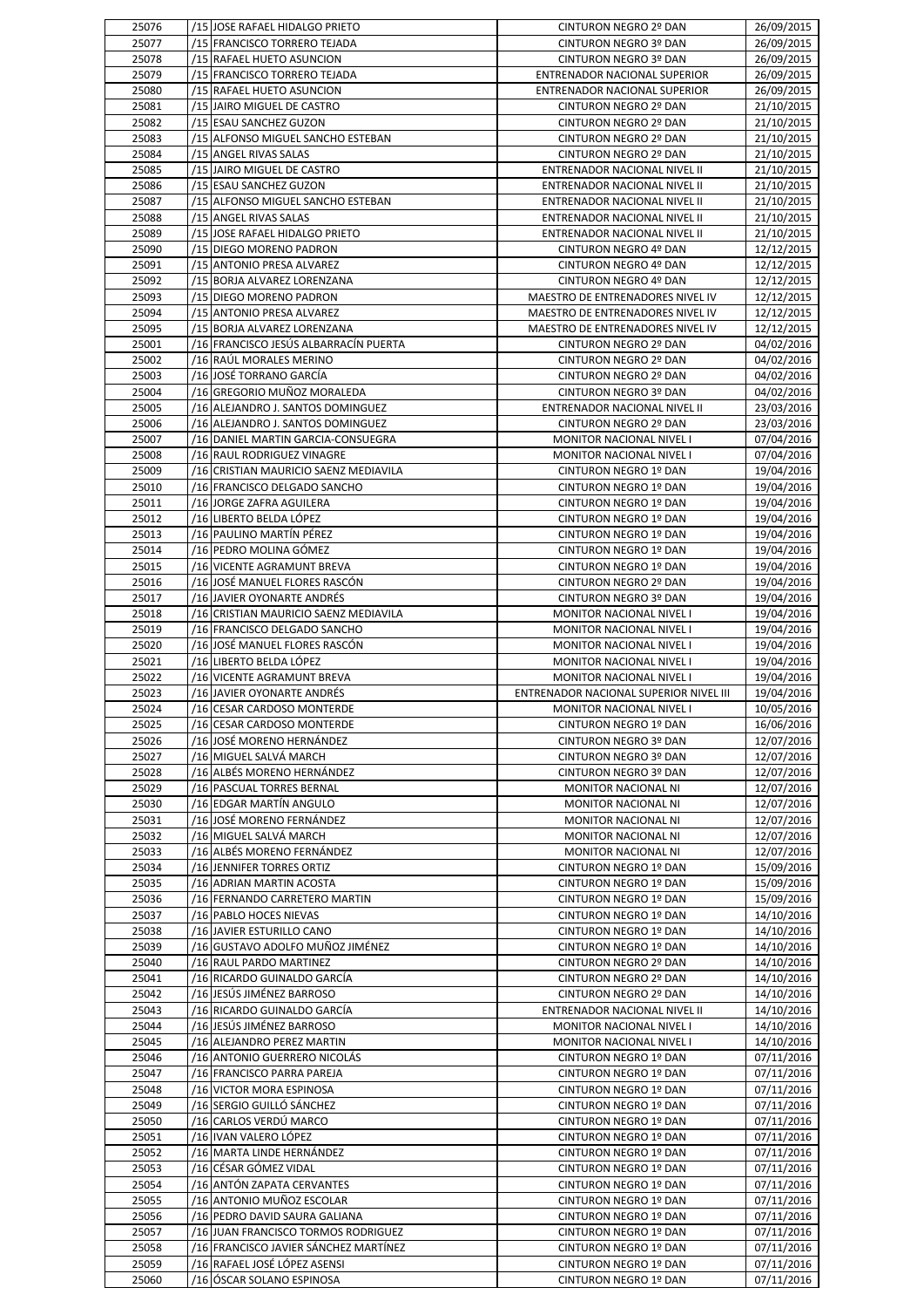| | | | | |
|---|---|---|---|---|
| 25076 | /15 | JOSE RAFAEL HIDALGO PRIETO | CINTURON NEGRO 2º DAN | 26/09/2015 |
| 25077 | /15 | FRANCISCO TORRERO TEJADA | CINTURON NEGRO 3º DAN | 26/09/2015 |
| 25078 | /15 | RAFAEL HUETO ASUNCION | CINTURON NEGRO 3º DAN | 26/09/2015 |
| 25079 | /15 | FRANCISCO TORRERO TEJADA | ENTRENADOR NACIONAL SUPERIOR | 26/09/2015 |
| 25080 | /15 | RAFAEL HUETO ASUNCION | ENTRENADOR NACIONAL SUPERIOR | 26/09/2015 |
| 25081 | /15 | JAIRO MIGUEL DE CASTRO | CINTURON NEGRO 2º DAN | 21/10/2015 |
| 25082 | /15 | ESAU SANCHEZ GUZON | CINTURON NEGRO 2º DAN | 21/10/2015 |
| 25083 | /15 | ALFONSO MIGUEL SANCHO ESTEBAN | CINTURON NEGRO 2º DAN | 21/10/2015 |
| 25084 | /15 | ANGEL RIVAS SALAS | CINTURON NEGRO 2º DAN | 21/10/2015 |
| 25085 | /15 | JAIRO MIGUEL DE CASTRO | ENTRENADOR NACIONAL NIVEL II | 21/10/2015 |
| 25086 | /15 | ESAU SANCHEZ GUZON | ENTRENADOR NACIONAL NIVEL II | 21/10/2015 |
| 25087 | /15 | ALFONSO MIGUEL SANCHO ESTEBAN | ENTRENADOR NACIONAL NIVEL II | 21/10/2015 |
| 25088 | /15 | ANGEL RIVAS SALAS | ENTRENADOR NACIONAL NIVEL II | 21/10/2015 |
| 25089 | /15 | JOSE RAFAEL HIDALGO PRIETO | ENTRENADOR NACIONAL NIVEL II | 21/10/2015 |
| 25090 | /15 | DIEGO MORENO PADRON | CINTURON NEGRO 4º DAN | 12/12/2015 |
| 25091 | /15 | ANTONIO PRESA ALVAREZ | CINTURON NEGRO 4º DAN | 12/12/2015 |
| 25092 | /15 | BORJA ALVAREZ LORENZANA | CINTURON NEGRO 4º DAN | 12/12/2015 |
| 25093 | /15 | DIEGO MORENO PADRON | MAESTRO DE ENTRENADORES NIVEL IV | 12/12/2015 |
| 25094 | /15 | ANTONIO PRESA ALVAREZ | MAESTRO DE ENTRENADORES NIVEL IV | 12/12/2015 |
| 25095 | /15 | BORJA ALVAREZ LORENZANA | MAESTRO DE ENTRENADORES NIVEL IV | 12/12/2015 |
| 25001 | /16 | FRANCISCO JESÚS ALBARRACÍN PUERTA | CINTURON NEGRO 2º DAN | 04/02/2016 |
| 25002 | /16 | RAÚL MORALES MERINO | CINTURON NEGRO 2º DAN | 04/02/2016 |
| 25003 | /16 | JOSÉ TORRANO GARCÍA | CINTURON NEGRO 2º DAN | 04/02/2016 |
| 25004 | /16 | GREGORIO MUÑOZ MORALEDA | CINTURON NEGRO 3º DAN | 04/02/2016 |
| 25005 | /16 | ALEJANDRO J. SANTOS DOMINGUEZ | ENTRENADOR NACIONAL NIVEL II | 23/03/2016 |
| 25006 | /16 | ALEJANDRO J. SANTOS DOMINGUEZ | CINTURON NEGRO 2º DAN | 23/03/2016 |
| 25007 | /16 | DANIEL MARTIN GARCIA-CONSUEGRA | MONITOR NACIONAL NIVEL I | 07/04/2016 |
| 25008 | /16 | RAUL RODRIGUEZ VINAGRE | MONITOR NACIONAL NIVEL I | 07/04/2016 |
| 25009 | /16 | CRISTIAN MAURICIO SAENZ MEDIAVILA | CINTURON NEGRO 1º DAN | 19/04/2016 |
| 25010 | /16 | FRANCISCO DELGADO SANCHO | CINTURON NEGRO 1º DAN | 19/04/2016 |
| 25011 | /16 | JORGE ZAFRA AGUILERA | CINTURON NEGRO 1º DAN | 19/04/2016 |
| 25012 | /16 | LIBERTO BELDA LÓPEZ | CINTURON NEGRO 1º DAN | 19/04/2016 |
| 25013 | /16 | PAULINO MARTÍN PÉREZ | CINTURON NEGRO 1º DAN | 19/04/2016 |
| 25014 | /16 | PEDRO MOLINA GÓMEZ | CINTURON NEGRO 1º DAN | 19/04/2016 |
| 25015 | /16 | VICENTE AGRAMUNT BREVA | CINTURON NEGRO 1º DAN | 19/04/2016 |
| 25016 | /16 | JOSÉ MANUEL FLORES RASCÓN | CINTURON NEGRO 2º DAN | 19/04/2016 |
| 25017 | /16 | JAVIER OYONARTE ANDRÉS | CINTURON NEGRO 3º DAN | 19/04/2016 |
| 25018 | /16 | CRISTIAN MAURICIO SAENZ MEDIAVILA | MONITOR NACIONAL NIVEL I | 19/04/2016 |
| 25019 | /16 | FRANCISCO DELGADO SANCHO | MONITOR NACIONAL NIVEL I | 19/04/2016 |
| 25020 | /16 | JOSÉ MANUEL FLORES RASCÓN | MONITOR NACIONAL NIVEL I | 19/04/2016 |
| 25021 | /16 | LIBERTO BELDA LÓPEZ | MONITOR NACIONAL NIVEL I | 19/04/2016 |
| 25022 | /16 | VICENTE AGRAMUNT BREVA | MONITOR NACIONAL NIVEL I | 19/04/2016 |
| 25023 | /16 | JAVIER OYONARTE ANDRÉS | ENTRENADOR NACIONAL SUPERIOR NIVEL III | 19/04/2016 |
| 25024 | /16 | CESAR CARDOSO MONTERDE | MONITOR NACIONAL NIVEL I | 10/05/2016 |
| 25025 | /16 | CESAR CARDOSO MONTERDE | CINTURON NEGRO 1º DAN | 16/06/2016 |
| 25026 | /16 | JOSÉ MORENO HERNÁNDEZ | CINTURON NEGRO 3º DAN | 12/07/2016 |
| 25027 | /16 | MIGUEL SALVÁ MARCH | CINTURON NEGRO 3º DAN | 12/07/2016 |
| 25028 | /16 | ALBÉS MORENO HERNÁNDEZ | CINTURON NEGRO 3º DAN | 12/07/2016 |
| 25029 | /16 | PASCUAL TORRES BERNAL | MONITOR NACIONAL NI | 12/07/2016 |
| 25030 | /16 | EDGAR MARTÍN ANGULO | MONITOR NACIONAL NI | 12/07/2016 |
| 25031 | /16 | JOSÉ MORENO FERNÁNDEZ | MONITOR NACIONAL NI | 12/07/2016 |
| 25032 | /16 | MIGUEL SALVÁ MARCH | MONITOR NACIONAL NI | 12/07/2016 |
| 25033 | /16 | ALBÉS MORENO FERNÁNDEZ | MONITOR NACIONAL NI | 12/07/2016 |
| 25034 | /16 | JENNIFER TORRES ORTIZ | CINTURON NEGRO 1º DAN | 15/09/2016 |
| 25035 | /16 | ADRIAN MARTIN ACOSTA | CINTURON NEGRO 1º DAN | 15/09/2016 |
| 25036 | /16 | FERNANDO CARRETERO MARTIN | CINTURON NEGRO 1º DAN | 15/09/2016 |
| 25037 | /16 | PABLO HOCES NIEVAS | CINTURON NEGRO 1º DAN | 14/10/2016 |
| 25038 | /16 | JAVIER ESTURILLO CANO | CINTURON NEGRO 1º DAN | 14/10/2016 |
| 25039 | /16 | GUSTAVO ADOLFO MUÑOZ JIMÉNEZ | CINTURON NEGRO 1º DAN | 14/10/2016 |
| 25040 | /16 | RAUL PARDO MARTINEZ | CINTURON NEGRO 2º DAN | 14/10/2016 |
| 25041 | /16 | RICARDO GUINALDO GARCÍA | CINTURON NEGRO 2º DAN | 14/10/2016 |
| 25042 | /16 | JESÚS JIMÉNEZ BARROSO | CINTURON NEGRO 2º DAN | 14/10/2016 |
| 25043 | /16 | RICARDO GUINALDO GARCÍA | ENTRENADOR NACIONAL NIVEL II | 14/10/2016 |
| 25044 | /16 | JESÚS JIMÉNEZ BARROSO | MONITOR NACIONAL NIVEL I | 14/10/2016 |
| 25045 | /16 | ALEJANDRO PEREZ MARTIN | MONITOR NACIONAL NIVEL I | 14/10/2016 |
| 25046 | /16 | ANTONIO GUERRERO NICOLÁS | CINTURON NEGRO 1º DAN | 07/11/2016 |
| 25047 | /16 | FRANCISCO PARRA PAREJA | CINTURON NEGRO 1º DAN | 07/11/2016 |
| 25048 | /16 | VICTOR MORA ESPINOSA | CINTURON NEGRO 1º DAN | 07/11/2016 |
| 25049 | /16 | SERGIO GUILLÓ SÁNCHEZ | CINTURON NEGRO 1º DAN | 07/11/2016 |
| 25050 | /16 | CARLOS VERDÚ MARCO | CINTURON NEGRO 1º DAN | 07/11/2016 |
| 25051 | /16 | IVAN VALERO LÓPEZ | CINTURON NEGRO 1º DAN | 07/11/2016 |
| 25052 | /16 | MARTA LINDE HERNÁNDEZ | CINTURON NEGRO 1º DAN | 07/11/2016 |
| 25053 | /16 | CÉSAR GÓMEZ VIDAL | CINTURON NEGRO 1º DAN | 07/11/2016 |
| 25054 | /16 | ANTÓN ZAPATA CERVANTES | CINTURON NEGRO 1º DAN | 07/11/2016 |
| 25055 | /16 | ANTONIO MUÑOZ ESCOLAR | CINTURON NEGRO 1º DAN | 07/11/2016 |
| 25056 | /16 | PEDRO DAVID SAURA GALIANA | CINTURON NEGRO 1º DAN | 07/11/2016 |
| 25057 | /16 | JUAN FRANCISCO TORMOS RODRIGUEZ | CINTURON NEGRO 1º DAN | 07/11/2016 |
| 25058 | /16 | FRANCISCO JAVIER SÁNCHEZ MARTÍNEZ | CINTURON NEGRO 1º DAN | 07/11/2016 |
| 25059 | /16 | RAFAEL JOSÉ LÓPEZ ASENSI | CINTURON NEGRO 1º DAN | 07/11/2016 |
| 25060 | /16 | ÓSCAR SOLANO ESPINOSA | CINTURON NEGRO 1º DAN | 07/11/2016 |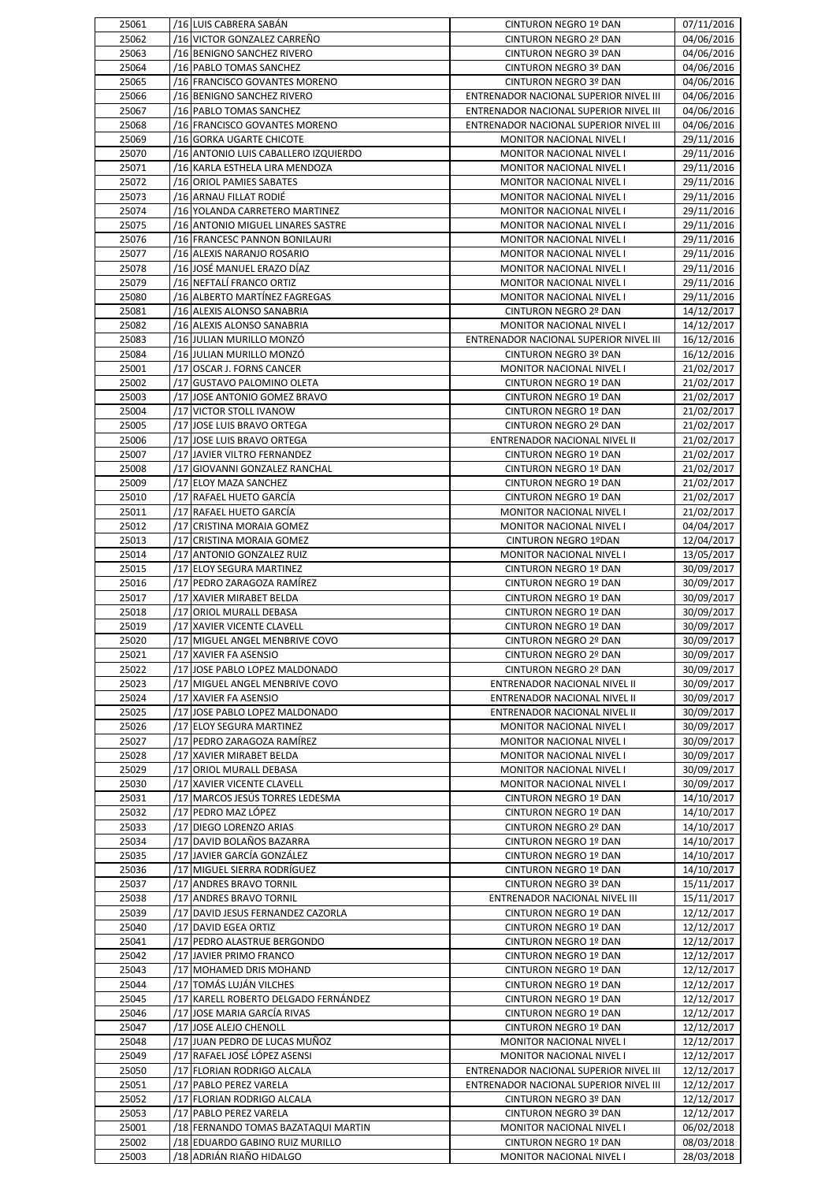| | | | | |
|---|---|---|---|---|
| 25061 | /16 | LUIS CABRERA SABÁN | CINTURON NEGRO 1º DAN | 07/11/2016 |
| 25062 | /16 | VICTOR GONZALEZ CARREÑO | CINTURON NEGRO 2º DAN | 04/06/2016 |
| 25063 | /16 | BENIGNO SANCHEZ RIVERO | CINTURON NEGRO 3º DAN | 04/06/2016 |
| 25064 | /16 | PABLO TOMAS SANCHEZ | CINTURON NEGRO 3º DAN | 04/06/2016 |
| 25065 | /16 | FRANCISCO GOVANTES MORENO | CINTURON NEGRO 3º DAN | 04/06/2016 |
| 25066 | /16 | BENIGNO SANCHEZ RIVERO | ENTRENADOR NACIONAL SUPERIOR NIVEL III | 04/06/2016 |
| 25067 | /16 | PABLO TOMAS SANCHEZ | ENTRENADOR NACIONAL SUPERIOR NIVEL III | 04/06/2016 |
| 25068 | /16 | FRANCISCO GOVANTES MORENO | ENTRENADOR NACIONAL SUPERIOR NIVEL III | 04/06/2016 |
| 25069 | /16 | GORKA UGARTE CHICOTE | MONITOR NACIONAL NIVEL I | 29/11/2016 |
| 25070 | /16 | ANTONIO LUIS CABALLERO IZQUIERDO | MONITOR NACIONAL NIVEL I | 29/11/2016 |
| 25071 | /16 | KARLA ESTHELA LIRA MENDOZA | MONITOR NACIONAL NIVEL I | 29/11/2016 |
| 25072 | /16 | ORIOL PAMIES SABATES | MONITOR NACIONAL NIVEL I | 29/11/2016 |
| 25073 | /16 | ARNAU FILLAT RODIÉ | MONITOR NACIONAL NIVEL I | 29/11/2016 |
| 25074 | /16 | YOLANDA CARRETERO MARTINEZ | MONITOR NACIONAL NIVEL I | 29/11/2016 |
| 25075 | /16 | ANTONIO MIGUEL LINARES SASTRE | MONITOR NACIONAL NIVEL I | 29/11/2016 |
| 25076 | /16 | FRANCESC PANNON BONILAURI | MONITOR NACIONAL NIVEL I | 29/11/2016 |
| 25077 | /16 | ALEXIS NARANJO ROSARIO | MONITOR NACIONAL NIVEL I | 29/11/2016 |
| 25078 | /16 | JOSÉ MANUEL ERAZO DÍAZ | MONITOR NACIONAL NIVEL I | 29/11/2016 |
| 25079 | /16 | NEFTALÍ FRANCO ORTIZ | MONITOR NACIONAL NIVEL I | 29/11/2016 |
| 25080 | /16 | ALBERTO MARTÍNEZ FAGREGAS | MONITOR NACIONAL NIVEL I | 29/11/2016 |
| 25081 | /16 | ALEXIS ALONSO SANABRIA | CINTURON NEGRO 2º DAN | 14/12/2017 |
| 25082 | /16 | ALEXIS ALONSO SANABRIA | MONITOR NACIONAL NIVEL I | 14/12/2017 |
| 25083 | /16 | JULIAN MURILLO MONZÓ | ENTRENADOR NACIONAL SUPERIOR NIVEL III | 16/12/2016 |
| 25084 | /16 | JULIAN MURILLO MONZÓ | CINTURON NEGRO 3º DAN | 16/12/2016 |
| 25001 | /17 | OSCAR J. FORNS CANCER | MONITOR NACIONAL NIVEL I | 21/02/2017 |
| 25002 | /17 | GUSTAVO PALOMINO OLETA | CINTURON NEGRO 1º DAN | 21/02/2017 |
| 25003 | /17 | JOSE ANTONIO GOMEZ BRAVO | CINTURON NEGRO 1º DAN | 21/02/2017 |
| 25004 | /17 | VICTOR STOLL IVANOW | CINTURON NEGRO 1º DAN | 21/02/2017 |
| 25005 | /17 | JOSE LUIS BRAVO ORTEGA | CINTURON NEGRO 2º DAN | 21/02/2017 |
| 25006 | /17 | JOSE LUIS BRAVO ORTEGA | ENTRENADOR NACIONAL NIVEL II | 21/02/2017 |
| 25007 | /17 | JAVIER VILTRO FERNANDEZ | CINTURON NEGRO 1º DAN | 21/02/2017 |
| 25008 | /17 | GIOVANNI GONZALEZ RANCHAL | CINTURON NEGRO 1º DAN | 21/02/2017 |
| 25009 | /17 | ELOY MAZA SANCHEZ | CINTURON NEGRO 1º DAN | 21/02/2017 |
| 25010 | /17 | RAFAEL HUETO GARCÍA | CINTURON NEGRO 1º DAN | 21/02/2017 |
| 25011 | /17 | RAFAEL HUETO GARCÍA | MONITOR NACIONAL NIVEL I | 21/02/2017 |
| 25012 | /17 | CRISTINA MORAIA GOMEZ | MONITOR NACIONAL NIVEL I | 04/04/2017 |
| 25013 | /17 | CRISTINA MORAIA GOMEZ | CINTURON NEGRO 1ºDAN | 12/04/2017 |
| 25014 | /17 | ANTONIO GONZALEZ RUIZ | MONITOR NACIONAL NIVEL I | 13/05/2017 |
| 25015 | /17 | ELOY SEGURA MARTINEZ | CINTURON NEGRO 1º DAN | 30/09/2017 |
| 25016 | /17 | PEDRO ZARAGOZA RAMÍREZ | CINTURON NEGRO 1º DAN | 30/09/2017 |
| 25017 | /17 | XAVIER MIRABET BELDA | CINTURON NEGRO 1º DAN | 30/09/2017 |
| 25018 | /17 | ORIOL MURALL DEBASA | CINTURON NEGRO 1º DAN | 30/09/2017 |
| 25019 | /17 | XAVIER VICENTE CLAVELL | CINTURON NEGRO 1º DAN | 30/09/2017 |
| 25020 | /17 | MIGUEL ANGEL MENBRIVE COVO | CINTURON NEGRO 2º DAN | 30/09/2017 |
| 25021 | /17 | XAVIER FA ASENSIO | CINTURON NEGRO 2º DAN | 30/09/2017 |
| 25022 | /17 | JOSE PABLO LOPEZ MALDONADO | CINTURON NEGRO 2º DAN | 30/09/2017 |
| 25023 | /17 | MIGUEL ANGEL MENBRIVE COVO | ENTRENADOR NACIONAL NIVEL II | 30/09/2017 |
| 25024 | /17 | XAVIER FA ASENSIO | ENTRENADOR NACIONAL NIVEL II | 30/09/2017 |
| 25025 | /17 | JOSE PABLO LOPEZ MALDONADO | ENTRENADOR NACIONAL NIVEL II | 30/09/2017 |
| 25026 | /17 | ELOY SEGURA MARTINEZ | MONITOR NACIONAL NIVEL I | 30/09/2017 |
| 25027 | /17 | PEDRO ZARAGOZA RAMÍREZ | MONITOR NACIONAL NIVEL I | 30/09/2017 |
| 25028 | /17 | XAVIER MIRABET BELDA | MONITOR NACIONAL NIVEL I | 30/09/2017 |
| 25029 | /17 | ORIOL MURALL DEBASA | MONITOR NACIONAL NIVEL I | 30/09/2017 |
| 25030 | /17 | XAVIER VICENTE CLAVELL | MONITOR NACIONAL NIVEL I | 30/09/2017 |
| 25031 | /17 | MARCOS JESÚS TORRES LEDESMA | CINTURON NEGRO 1º DAN | 14/10/2017 |
| 25032 | /17 | PEDRO MAZ LÓPEZ | CINTURON NEGRO 1º DAN | 14/10/2017 |
| 25033 | /17 | DIEGO LORENZO ARIAS | CINTURON NEGRO 2º DAN | 14/10/2017 |
| 25034 | /17 | DAVID BOLAÑOS BAZARRA | CINTURON NEGRO 1º DAN | 14/10/2017 |
| 25035 | /17 | JAVIER GARCÍA GONZÁLEZ | CINTURON NEGRO 1º DAN | 14/10/2017 |
| 25036 | /17 | MIGUEL SIERRA RODRÍGUEZ | CINTURON NEGRO 1º DAN | 14/10/2017 |
| 25037 | /17 | ANDRES BRAVO TORNIL | CINTURON NEGRO 3º DAN | 15/11/2017 |
| 25038 | /17 | ANDRES BRAVO TORNIL | ENTRENADOR NACIONAL NIVEL III | 15/11/2017 |
| 25039 | /17 | DAVID JESUS FERNANDEZ CAZORLA | CINTURON NEGRO 1º DAN | 12/12/2017 |
| 25040 | /17 | DAVID EGEA ORTIZ | CINTURON NEGRO 1º DAN | 12/12/2017 |
| 25041 | /17 | PEDRO ALASTRUE BERGONDO | CINTURON NEGRO 1º DAN | 12/12/2017 |
| 25042 | /17 | JAVIER PRIMO FRANCO | CINTURON NEGRO 1º DAN | 12/12/2017 |
| 25043 | /17 | MOHAMED DRIS MOHAND | CINTURON NEGRO 1º DAN | 12/12/2017 |
| 25044 | /17 | TOMÁS LUJÁN VILCHES | CINTURON NEGRO 1º DAN | 12/12/2017 |
| 25045 | /17 | KARELL ROBERTO DELGADO FERNÁNDEZ | CINTURON NEGRO 1º DAN | 12/12/2017 |
| 25046 | /17 | JOSE MARIA GARCÍA RIVAS | CINTURON NEGRO 1º DAN | 12/12/2017 |
| 25047 | /17 | JOSE ALEJO CHENOLL | CINTURON NEGRO 1º DAN | 12/12/2017 |
| 25048 | /17 | JUAN PEDRO DE LUCAS MUÑOZ | MONITOR NACIONAL NIVEL I | 12/12/2017 |
| 25049 | /17 | RAFAEL JOSÉ LÓPEZ ASENSI | MONITOR NACIONAL NIVEL I | 12/12/2017 |
| 25050 | /17 | FLORIAN RODRIGO ALCALA | ENTRENADOR NACIONAL SUPERIOR NIVEL III | 12/12/2017 |
| 25051 | /17 | PABLO PEREZ VARELA | ENTRENADOR NACIONAL SUPERIOR NIVEL III | 12/12/2017 |
| 25052 | /17 | FLORIAN RODRIGO ALCALA | CINTURON NEGRO 3º DAN | 12/12/2017 |
| 25053 | /17 | PABLO PEREZ VARELA | CINTURON NEGRO 3º DAN | 12/12/2017 |
| 25001 | /18 | FERNANDO TOMAS BAZATAQUI MARTIN | MONITOR NACIONAL NIVEL I | 06/02/2018 |
| 25002 | /18 | EDUARDO GABINO RUIZ MURILLO | CINTURON NEGRO 1º DAN | 08/03/2018 |
| 25003 | /18 | ADRIÁN RIAÑO HIDALGO | MONITOR NACIONAL NIVEL I | 28/03/2018 |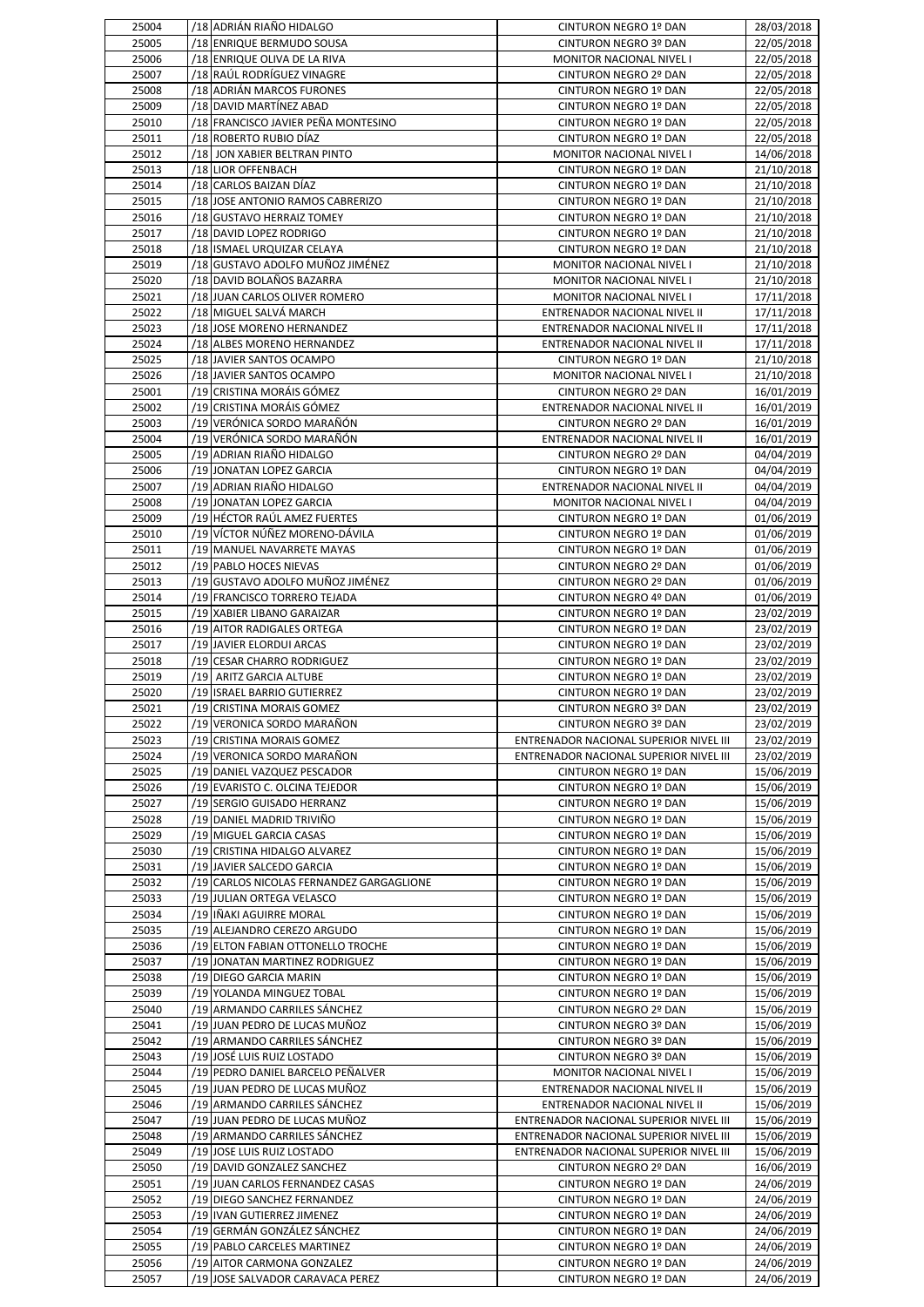| 25004 | /18 | ADRIÁN RIAÑO HIDALGO | CINTURON NEGRO 1º DAN | 28/03/2018 |
|---|---|---|---|---|
| 25005 | /18 | ENRIQUE BERMUDO SOUSA | CINTURON NEGRO 3º DAN | 22/05/2018 |
| 25006 | /18 | ENRIQUE OLIVA DE LA RIVA | MONITOR NACIONAL NIVEL I | 22/05/2018 |
| 25007 | /18 | RAÚL RODRÍGUEZ VINAGRE | CINTURON NEGRO 2º DAN | 22/05/2018 |
| 25008 | /18 | ADRIÁN MARCOS FURONES | CINTURON NEGRO 1º DAN | 22/05/2018 |
| 25009 | /18 | DAVID MARTÍNEZ ABAD | CINTURON NEGRO 1º DAN | 22/05/2018 |
| 25010 | /18 | FRANCISCO JAVIER PEÑA MONTESINO | CINTURON NEGRO 1º DAN | 22/05/2018 |
| 25011 | /18 | ROBERTO RUBIO DÍAZ | CINTURON NEGRO 1º DAN | 22/05/2018 |
| 25012 | /18 | JON XABIER BELTRAN PINTO | MONITOR NACIONAL NIVEL I | 14/06/2018 |
| 25013 | /18 | LIOR OFFENBACH | CINTURON NEGRO 1º DAN | 21/10/2018 |
| 25014 | /18 | CARLOS BAIZAN DÍAZ | CINTURON NEGRO 1º DAN | 21/10/2018 |
| 25015 | /18 | JOSE ANTONIO RAMOS CABRERIZO | CINTURON NEGRO 1º DAN | 21/10/2018 |
| 25016 | /18 | GUSTAVO HERRAIZ TOMEY | CINTURON NEGRO 1º DAN | 21/10/2018 |
| 25017 | /18 | DAVID LOPEZ RODRIGO | CINTURON NEGRO 1º DAN | 21/10/2018 |
| 25018 | /18 | ISMAEL URQUIZAR CELAYA | CINTURON NEGRO 1º DAN | 21/10/2018 |
| 25019 | /18 | GUSTAVO ADOLFO MUÑOZ JIMÉNEZ | MONITOR NACIONAL NIVEL I | 21/10/2018 |
| 25020 | /18 | DAVID BOLAÑOS BAZARRA | MONITOR NACIONAL NIVEL I | 21/10/2018 |
| 25021 | /18 | JUAN CARLOS OLIVER ROMERO | MONITOR NACIONAL NIVEL I | 17/11/2018 |
| 25022 | /18 | MIGUEL SALVÁ MARCH | ENTRENADOR NACIONAL NIVEL II | 17/11/2018 |
| 25023 | /18 | JOSE MORENO HERNANDEZ | ENTRENADOR NACIONAL NIVEL II | 17/11/2018 |
| 25024 | /18 | ALBES MORENO HERNANDEZ | ENTRENADOR NACIONAL NIVEL II | 17/11/2018 |
| 25025 | /18 | JAVIER SANTOS OCAMPO | CINTURON NEGRO 1º DAN | 21/10/2018 |
| 25026 | /18 | JAVIER SANTOS OCAMPO | MONITOR NACIONAL NIVEL I | 21/10/2018 |
| 25001 | /19 | CRISTINA MORÁIS GÓMEZ | CINTURON NEGRO 2º DAN | 16/01/2019 |
| 25002 | /19 | CRISTINA MORÁIS GÓMEZ | ENTRENADOR NACIONAL NIVEL II | 16/01/2019 |
| 25003 | /19 | VERÓNICA SORDO MARAÑÓN | CINTURON NEGRO 2º DAN | 16/01/2019 |
| 25004 | /19 | VERÓNICA SORDO MARAÑÓN | ENTRENADOR NACIONAL NIVEL II | 16/01/2019 |
| 25005 | /19 | ADRIAN RIAÑO HIDALGO | CINTURON NEGRO 2º DAN | 04/04/2019 |
| 25006 | /19 | JONATAN LOPEZ GARCIA | CINTURON NEGRO 1º DAN | 04/04/2019 |
| 25007 | /19 | ADRIAN RIAÑO HIDALGO | ENTRENADOR NACIONAL NIVEL II | 04/04/2019 |
| 25008 | /19 | JONATAN LOPEZ GARCIA | MONITOR NACIONAL NIVEL I | 04/04/2019 |
| 25009 | /19 | HÉCTOR RAÚL AMEZ FUERTES | CINTURON NEGRO 1º DAN | 01/06/2019 |
| 25010 | /19 | VÍCTOR NÚÑEZ MORENO-DÁVILA | CINTURON NEGRO 1º DAN | 01/06/2019 |
| 25011 | /19 | MANUEL NAVARRETE MAYAS | CINTURON NEGRO 1º DAN | 01/06/2019 |
| 25012 | /19 | PABLO HOCES NIEVAS | CINTURON NEGRO 2º DAN | 01/06/2019 |
| 25013 | /19 | GUSTAVO ADOLFO MUÑOZ JIMÉNEZ | CINTURON NEGRO 2º DAN | 01/06/2019 |
| 25014 | /19 | FRANCISCO TORRERO TEJADA | CINTURON NEGRO 4º DAN | 01/06/2019 |
| 25015 | /19 | XABIER LIBANO GARAIZAR | CINTURON NEGRO 1º DAN | 23/02/2019 |
| 25016 | /19 | AITOR RADIGALES ORTEGA | CINTURON NEGRO 1º DAN | 23/02/2019 |
| 25017 | /19 | JAVIER ELORDUI ARCAS | CINTURON NEGRO 1º DAN | 23/02/2019 |
| 25018 | /19 | CESAR CHARRO RODRIGUEZ | CINTURON NEGRO 1º DAN | 23/02/2019 |
| 25019 | /19 | ARITZ GARCIA ALTUBE | CINTURON NEGRO 1º DAN | 23/02/2019 |
| 25020 | /19 | ISRAEL BARRIO GUTIERREZ | CINTURON NEGRO 1º DAN | 23/02/2019 |
| 25021 | /19 | CRISTINA MORAIS GOMEZ | CINTURON NEGRO 3º DAN | 23/02/2019 |
| 25022 | /19 | VERONICA SORDO MARAÑON | CINTURON NEGRO 3º DAN | 23/02/2019 |
| 25023 | /19 | CRISTINA MORAIS GOMEZ | ENTRENADOR NACIONAL SUPERIOR NIVEL III | 23/02/2019 |
| 25024 | /19 | VERONICA SORDO MARAÑON | ENTRENADOR NACIONAL SUPERIOR NIVEL III | 23/02/2019 |
| 25025 | /19 | DANIEL VAZQUEZ PESCADOR | CINTURON NEGRO 1º DAN | 15/06/2019 |
| 25026 | /19 | EVARISTO C. OLCINA TEJEDOR | CINTURON NEGRO 1º DAN | 15/06/2019 |
| 25027 | /19 | SERGIO GUISADO HERRANZ | CINTURON NEGRO 1º DAN | 15/06/2019 |
| 25028 | /19 | DANIEL MADRID TRIVIÑO | CINTURON NEGRO 1º DAN | 15/06/2019 |
| 25029 | /19 | MIGUEL GARCIA CASAS | CINTURON NEGRO 1º DAN | 15/06/2019 |
| 25030 | /19 | CRISTINA HIDALGO ALVAREZ | CINTURON NEGRO 1º DAN | 15/06/2019 |
| 25031 | /19 | JAVIER SALCEDO GARCIA | CINTURON NEGRO 1º DAN | 15/06/2019 |
| 25032 | /19 | CARLOS NICOLAS FERNANDEZ GARGAGLIONE | CINTURON NEGRO 1º DAN | 15/06/2019 |
| 25033 | /19 | JULIAN ORTEGA VELASCO | CINTURON NEGRO 1º DAN | 15/06/2019 |
| 25034 | /19 | IÑAKI AGUIRRE MORAL | CINTURON NEGRO 1º DAN | 15/06/2019 |
| 25035 | /19 | ALEJANDRO CEREZO ARGUDO | CINTURON NEGRO 1º DAN | 15/06/2019 |
| 25036 | /19 | ELTON FABIAN OTTONELLO TROCHE | CINTURON NEGRO 1º DAN | 15/06/2019 |
| 25037 | /19 | JONATAN MARTINEZ RODRIGUEZ | CINTURON NEGRO 1º DAN | 15/06/2019 |
| 25038 | /19 | DIEGO GARCIA MARIN | CINTURON NEGRO 1º DAN | 15/06/2019 |
| 25039 | /19 | YOLANDA MINGUEZ TOBAL | CINTURON NEGRO 1º DAN | 15/06/2019 |
| 25040 | /19 | ARMANDO CARRILES SÁNCHEZ | CINTURON NEGRO 2º DAN | 15/06/2019 |
| 25041 | /19 | JUAN PEDRO DE LUCAS MUÑOZ | CINTURON NEGRO 3º DAN | 15/06/2019 |
| 25042 | /19 | ARMANDO CARRILES SÁNCHEZ | CINTURON NEGRO 3º DAN | 15/06/2019 |
| 25043 | /19 | JOSÉ LUIS RUIZ LOSTADO | CINTURON NEGRO 3º DAN | 15/06/2019 |
| 25044 | /19 | PEDRO DANIEL BARCELO PEÑALVER | MONITOR NACIONAL NIVEL I | 15/06/2019 |
| 25045 | /19 | JUAN PEDRO DE LUCAS MUÑOZ | ENTRENADOR NACIONAL NIVEL II | 15/06/2019 |
| 25046 | /19 | ARMANDO CARRILES SÁNCHEZ | ENTRENADOR NACIONAL NIVEL II | 15/06/2019 |
| 25047 | /19 | JUAN PEDRO DE LUCAS MUÑOZ | ENTRENADOR NACIONAL SUPERIOR NIVEL III | 15/06/2019 |
| 25048 | /19 | ARMANDO CARRILES SÁNCHEZ | ENTRENADOR NACIONAL SUPERIOR NIVEL III | 15/06/2019 |
| 25049 | /19 | JOSE LUIS RUIZ LOSTADO | ENTRENADOR NACIONAL SUPERIOR NIVEL III | 15/06/2019 |
| 25050 | /19 | DAVID GONZALEZ SANCHEZ | CINTURON NEGRO 2º DAN | 16/06/2019 |
| 25051 | /19 | JUAN CARLOS FERNANDEZ CASAS | CINTURON NEGRO 1º DAN | 24/06/2019 |
| 25052 | /19 | DIEGO SANCHEZ FERNANDEZ | CINTURON NEGRO 1º DAN | 24/06/2019 |
| 25053 | /19 | IVAN GUTIERREZ JIMENEZ | CINTURON NEGRO 1º DAN | 24/06/2019 |
| 25054 | /19 | GERMÁN GONZÁLEZ SÁNCHEZ | CINTURON NEGRO 1º DAN | 24/06/2019 |
| 25055 | /19 | PABLO CARCELES MARTINEZ | CINTURON NEGRO 1º DAN | 24/06/2019 |
| 25056 | /19 | AITOR CARMONA GONZALEZ | CINTURON NEGRO 1º DAN | 24/06/2019 |
| 25057 | /19 | JOSE SALVADOR CARAVACA PEREZ | CINTURON NEGRO 1º DAN | 24/06/2019 |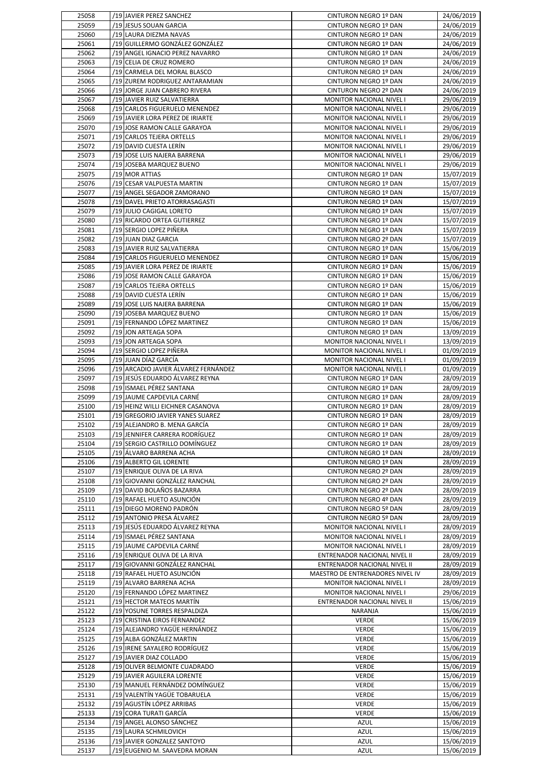| 25058 | /19 | JAVIER PEREZ SANCHEZ | CINTURON NEGRO 1º DAN | 24/06/2019 |
|---|---|---|---|---|
| 25059 | /19 | JESUS SOUAN GARCIA | CINTURON NEGRO 1º DAN | 24/06/2019 |
| 25060 | /19 | LAURA DIEZMA NAVAS | CINTURON NEGRO 1º DAN | 24/06/2019 |
| 25061 | /19 | GUILLERMO GONZÁLEZ GONZÁLEZ | CINTURON NEGRO 1º DAN | 24/06/2019 |
| 25062 | /19 | ANGEL IGNACIO PEREZ NAVARRO | CINTURON NEGRO 1º DAN | 24/06/2019 |
| 25063 | /19 | CELIA DE CRUZ ROMERO | CINTURON NEGRO 1º DAN | 24/06/2019 |
| 25064 | /19 | CARMELA DEL MORAL BLASCO | CINTURON NEGRO 1º DAN | 24/06/2019 |
| 25065 | /19 | ZUREM RODRIGUEZ ANTARAMIAN | CINTURON NEGRO 1º DAN | 24/06/2019 |
| 25066 | /19 | JORGE JUAN CABRERO RIVERA | CINTURON NEGRO 2º DAN | 24/06/2019 |
| 25067 | /19 | JAVIER RUIZ SALVATIERRA | MONITOR NACIONAL NIVEL I | 29/06/2019 |
| 25068 | /19 | CARLOS FIGUERUELO MENENDEZ | MONITOR NACIONAL NIVEL I | 29/06/2019 |
| 25069 | /19 | JAVIER LORA PEREZ DE IRIARTE | MONITOR NACIONAL NIVEL I | 29/06/2019 |
| 25070 | /19 | JOSE RAMON CALLE GARAYOA | MONITOR NACIONAL NIVEL I | 29/06/2019 |
| 25071 | /19 | CARLOS TEJERA ORTELLS | MONITOR NACIONAL NIVEL I | 29/06/2019 |
| 25072 | /19 | DAVID CUESTA LERÍN | MONITOR NACIONAL NIVEL I | 29/06/2019 |
| 25073 | /19 | JOSE LUIS NAJERA BARRENA | MONITOR NACIONAL NIVEL I | 29/06/2019 |
| 25074 | /19 | JOSEBA MARQUEZ BUENO | MONITOR NACIONAL NIVEL I | 29/06/2019 |
| 25075 | /19 | MOR ATTIAS | CINTURON NEGRO 1º DAN | 15/07/2019 |
| 25076 | /19 | CESAR VALPUESTA MARTIN | CINTURON NEGRO 1º DAN | 15/07/2019 |
| 25077 | /19 | ANGEL SEGADOR ZAMORANO | CINTURON NEGRO 1º DAN | 15/07/2019 |
| 25078 | /19 | DAVEL PRIETO ATORRASAGASTI | CINTURON NEGRO 1º DAN | 15/07/2019 |
| 25079 | /19 | JULIO CAGIGAL LORETO | CINTURON NEGRO 1º DAN | 15/07/2019 |
| 25080 | /19 | RICARDO ORTEA GUTIERREZ | CINTURON NEGRO 1º DAN | 15/07/2019 |
| 25081 | /19 | SERGIO LOPEZ PIÑERA | CINTURON NEGRO 1º DAN | 15/07/2019 |
| 25082 | /19 | JUAN DIAZ GARCIA | CINTURON NEGRO 2º DAN | 15/07/2019 |
| 25083 | /19 | JAVIER RUIZ SALVATIERRA | CINTURON NEGRO 1º DAN | 15/06/2019 |
| 25084 | /19 | CARLOS FIGUERUELO MENENDEZ | CINTURON NEGRO 1º DAN | 15/06/2019 |
| 25085 | /19 | JAVIER LORA PEREZ DE IRIARTE | CINTURON NEGRO 1º DAN | 15/06/2019 |
| 25086 | /19 | JOSE RAMON CALLE GARAYOA | CINTURON NEGRO 1º DAN | 15/06/2019 |
| 25087 | /19 | CARLOS TEJERA ORTELLS | CINTURON NEGRO 1º DAN | 15/06/2019 |
| 25088 | /19 | DAVID CUESTA LERÍN | CINTURON NEGRO 1º DAN | 15/06/2019 |
| 25089 | /19 | JOSE LUIS NAJERA BARRENA | CINTURON NEGRO 1º DAN | 15/06/2019 |
| 25090 | /19 | JOSEBA MARQUEZ BUENO | CINTURON NEGRO 1º DAN | 15/06/2019 |
| 25091 | /19 | FERNANDO LÓPEZ MARTINEZ | CINTURON NEGRO 1º DAN | 15/06/2019 |
| 25092 | /19 | JON ARTEAGA SOPA | CINTURON NEGRO 1º DAN | 13/09/2019 |
| 25093 | /19 | JON ARTEAGA SOPA | MONITOR NACIONAL NIVEL I | 13/09/2019 |
| 25094 | /19 | SERGIO LOPEZ PIÑERA | MONITOR NACIONAL NIVEL I | 01/09/2019 |
| 25095 | /19 | JUAN DÍAZ GARCÍA | MONITOR NACIONAL NIVEL I | 01/09/2019 |
| 25096 | /19 | ARCADIO JAVIER ÁLVAREZ FERNÁNDEZ | MONITOR NACIONAL NIVEL I | 01/09/2019 |
| 25097 | /19 | JESÚS EDUARDO ÁLVAREZ REYNA | CINTURON NEGRO 1º DAN | 28/09/2019 |
| 25098 | /19 | ISMAEL PÉREZ SANTANA | CINTURON NEGRO 1º DAN | 28/09/2019 |
| 25099 | /19 | JAUME CAPDEVILA CARNÉ | CINTURON NEGRO 1º DAN | 28/09/2019 |
| 25100 | /19 | HEINZ WILLI EICHNER CASANOVA | CINTURON NEGRO 1º DAN | 28/09/2019 |
| 25101 | /19 | GREGORIO JAVIER YANES SUAREZ | CINTURON NEGRO 1º DAN | 28/09/2019 |
| 25102 | /19 | ALEJANDRO B. MENA GARCÍA | CINTURON NEGRO 1º DAN | 28/09/2019 |
| 25103 | /19 | JENNIFER CARRERA RODRÍGUEZ | CINTURON NEGRO 1º DAN | 28/09/2019 |
| 25104 | /19 | SERGIO CASTRILLO DOMÍNGUEZ | CINTURON NEGRO 1º DAN | 28/09/2019 |
| 25105 | /19 | ÁLVARO BARRENA ACHA | CINTURON NEGRO 1º DAN | 28/09/2019 |
| 25106 | /19 | ALBERTO GIL LORENTE | CINTURON NEGRO 1º DAN | 28/09/2019 |
| 25107 | /19 | ENRIQUE OLIVA DE LA RIVA | CINTURON NEGRO 2º DAN | 28/09/2019 |
| 25108 | /19 | GIOVANNI GONZÁLEZ RANCHAL | CINTURON NEGRO 2º DAN | 28/09/2019 |
| 25109 | /19 | DAVID BOLAÑOS BAZARRA | CINTURON NEGRO 2º DAN | 28/09/2019 |
| 25110 | /19 | RAFAEL HUETO ASUNCIÓN | CINTURON NEGRO 4º DAN | 28/09/2019 |
| 25111 | /19 | DIEGO MORENO PADRÓN | CINTURON NEGRO 5º DAN | 28/09/2019 |
| 25112 | /19 | ANTONIO PRESA ÁLVAREZ | CINTURON NEGRO 5º DAN | 28/09/2019 |
| 25113 | /19 | JESÚS EDUARDO ÁLVAREZ REYNA | MONITOR NACIONAL NIVEL I | 28/09/2019 |
| 25114 | /19 | ISMAEL PÉREZ SANTANA | MONITOR NACIONAL NIVEL I | 28/09/2019 |
| 25115 | /19 | JAUME CAPDEVILA CARNÉ | MONITOR NACIONAL NIVEL I | 28/09/2019 |
| 25116 | /19 | ENRIQUE OLIVA DE LA RIVA | ENTRENADOR NACIONAL NIVEL II | 28/09/2019 |
| 25117 | /19 | GIOVANNI GONZÁLEZ RANCHAL | ENTRENADOR NACIONAL NIVEL II | 28/09/2019 |
| 25118 | /19 | RAFAEL HUETO ASUNCIÓN | MAESTRO DE ENTRENADORES NIVEL IV | 28/09/2019 |
| 25119 | /19 | ALVARO BARRENA ACHA | MONITOR NACIONAL NIVEL I | 28/09/2019 |
| 25120 | /19 | FERNANDO LÓPEZ MARTINEZ | MONITOR NACIONAL NIVEL I | 29/06/2019 |
| 25121 | /19 | HECTOR MATEOS MARTÍN | ENTRENADOR NACIONAL NIVEL II | 15/06/2019 |
| 25122 | /19 | YOSUNE TORRES RESPALDIZA | NARANJA | 15/06/2019 |
| 25123 | /19 | CRISTINA EIROS FERNANDEZ | VERDE | 15/06/2019 |
| 25124 | /19 | ALEJANDRO YAGÜE HERNÁNDEZ | VERDE | 15/06/2019 |
| 25125 | /19 | ALBA GONZÁLEZ MARTIN | VERDE | 15/06/2019 |
| 25126 | /19 | IRENE SAYALERO RODRÍGUEZ | VERDE | 15/06/2019 |
| 25127 | /19 | JAVIER DIAZ COLLADO | VERDE | 15/06/2019 |
| 25128 | /19 | OLIVER BELMONTE CUADRADO | VERDE | 15/06/2019 |
| 25129 | /19 | JAVIER AGUILERA LORENTE | VERDE | 15/06/2019 |
| 25130 | /19 | MANUEL FERNÁNDEZ DOMÍNGUEZ | VERDE | 15/06/2019 |
| 25131 | /19 | VALENTÍN YAGÜE TOBARUELA | VERDE | 15/06/2019 |
| 25132 | /19 | AGUSTÍN LÓPEZ ARRIBAS | VERDE | 15/06/2019 |
| 25133 | /19 | CORA TURATI GARCÍA | VERDE | 15/06/2019 |
| 25134 | /19 | ANGEL ALONSO SÁNCHEZ | AZUL | 15/06/2019 |
| 25135 | /19 | LAURA SCHMILOVICH | AZUL | 15/06/2019 |
| 25136 | /19 | JAVIER GONZALEZ SANTOYO | AZUL | 15/06/2019 |
| 25137 | /19 | EUGENIO M. SAAVEDRA MORAN | AZUL | 15/06/2019 |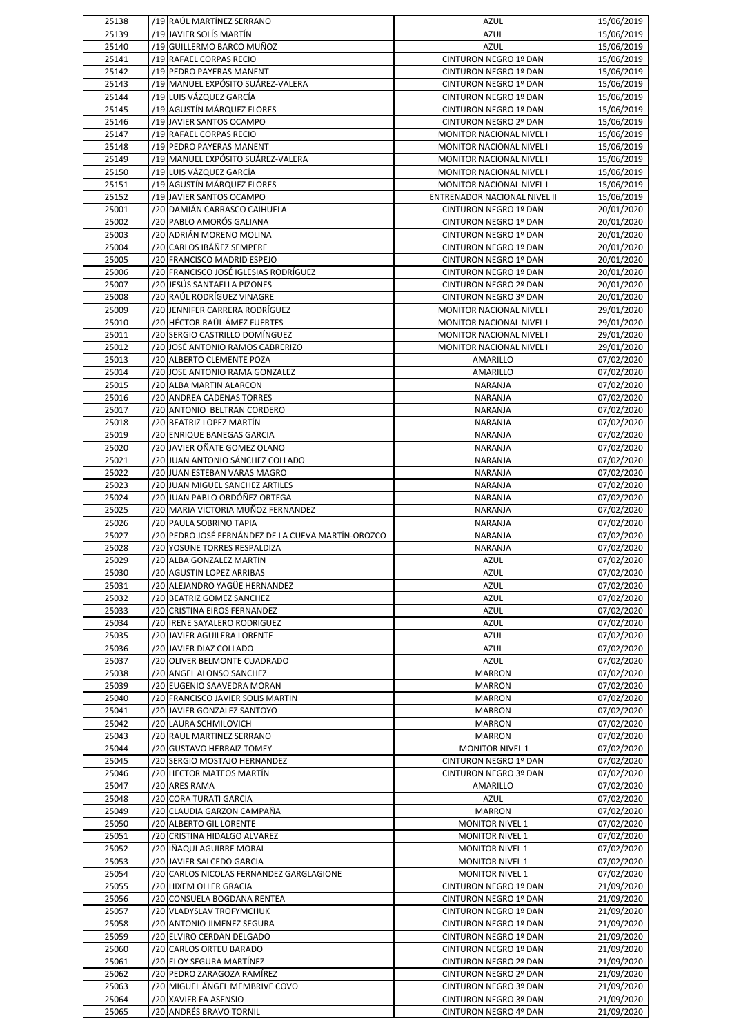| | | | |
|---|---|---|---|
| 25138 | /19 RAÚL MARTÍNEZ SERRANO | AZUL | 15/06/2019 |
| 25139 | /19 JAVIER SOLÍS MARTÍN | AZUL | 15/06/2019 |
| 25140 | /19 GUILLERMO BARCO MUÑOZ | AZUL | 15/06/2019 |
| 25141 | /19 RAFAEL CORPAS RECIO | CINTURON NEGRO 1º DAN | 15/06/2019 |
| 25142 | /19 PEDRO PAYERAS MANENT | CINTURON NEGRO 1º DAN | 15/06/2019 |
| 25143 | /19 MANUEL EXPÓSITO SUÁREZ-VALERA | CINTURON NEGRO 1º DAN | 15/06/2019 |
| 25144 | /19 LUIS VÁZQUEZ GARCÍA | CINTURON NEGRO 1º DAN | 15/06/2019 |
| 25145 | /19 AGUSTÍN MÁRQUEZ FLORES | CINTURON NEGRO 1º DAN | 15/06/2019 |
| 25146 | /19 JAVIER SANTOS OCAMPO | CINTURON NEGRO 2º DAN | 15/06/2019 |
| 25147 | /19 RAFAEL CORPAS RECIO | MONITOR NACIONAL NIVEL I | 15/06/2019 |
| 25148 | /19 PEDRO PAYERAS MANENT | MONITOR NACIONAL NIVEL I | 15/06/2019 |
| 25149 | /19 MANUEL EXPÓSITO SUÁREZ-VALERA | MONITOR NACIONAL NIVEL I | 15/06/2019 |
| 25150 | /19 LUIS VÁZQUEZ GARCÍA | MONITOR NACIONAL NIVEL I | 15/06/2019 |
| 25151 | /19 AGUSTÍN MÁRQUEZ FLORES | MONITOR NACIONAL NIVEL I | 15/06/2019 |
| 25152 | /19 JAVIER SANTOS OCAMPO | ENTRENADOR NACIONAL NIVEL II | 15/06/2019 |
| 25001 | /20 DAMIÁN CARRASCO CAIHUELA | CINTURON NEGRO 1º DAN | 20/01/2020 |
| 25002 | /20 PABLO AMORÓS GALIANA | CINTURON NEGRO 1º DAN | 20/01/2020 |
| 25003 | /20 ADRIÁN MORENO MOLINA | CINTURON NEGRO 1º DAN | 20/01/2020 |
| 25004 | /20 CARLOS IBÁÑEZ SEMPERE | CINTURON NEGRO 1º DAN | 20/01/2020 |
| 25005 | /20 FRANCISCO MADRID ESPEJO | CINTURON NEGRO 1º DAN | 20/01/2020 |
| 25006 | /20 FRANCISCO JOSÉ IGLESIAS RODRÍGUEZ | CINTURON NEGRO 1º DAN | 20/01/2020 |
| 25007 | /20 JESÚS SANTAELLA PIZONES | CINTURON NEGRO 2º DAN | 20/01/2020 |
| 25008 | /20 RAÚL RODRÍGUEZ VINAGRE | CINTURON NEGRO 3º DAN | 20/01/2020 |
| 25009 | /20 JENNIFER CARRERA RODRÍGUEZ | MONITOR NACIONAL NIVEL I | 29/01/2020 |
| 25010 | /20 HÉCTOR RAÚL ÁMEZ FUERTES | MONITOR NACIONAL NIVEL I | 29/01/2020 |
| 25011 | /20 SERGIO CASTRILLO DOMÍNGUEZ | MONITOR NACIONAL NIVEL I | 29/01/2020 |
| 25012 | /20 JOSÉ ANTONIO RAMOS CABRERIZO | MONITOR NACIONAL NIVEL I | 29/01/2020 |
| 25013 | /20 ALBERTO CLEMENTE POZA | AMARILLO | 07/02/2020 |
| 25014 | /20 JOSE ANTONIO RAMA GONZALEZ | AMARILLO | 07/02/2020 |
| 25015 | /20 ALBA MARTIN ALARCON | NARANJA | 07/02/2020 |
| 25016 | /20 ANDREA CADENAS TORRES | NARANJA | 07/02/2020 |
| 25017 | /20 ANTONIO BELTRAN CORDERO | NARANJA | 07/02/2020 |
| 25018 | /20 BEATRIZ LOPEZ MARTÍN | NARANJA | 07/02/2020 |
| 25019 | /20 ENRIQUE BANEGAS GARCIA | NARANJA | 07/02/2020 |
| 25020 | /20 JAVIER OÑATE GOMEZ OLANO | NARANJA | 07/02/2020 |
| 25021 | /20 JUAN ANTONIO SÁNCHEZ COLLADO | NARANJA | 07/02/2020 |
| 25022 | /20 JUAN ESTEBAN VARAS MAGRO | NARANJA | 07/02/2020 |
| 25023 | /20 JUAN MIGUEL SANCHEZ ARTILES | NARANJA | 07/02/2020 |
| 25024 | /20 JUAN PABLO ORDÓÑEZ ORTEGA | NARANJA | 07/02/2020 |
| 25025 | /20 MARIA VICTORIA MUÑOZ FERNANDEZ | NARANJA | 07/02/2020 |
| 25026 | /20 PAULA SOBRINO TAPIA | NARANJA | 07/02/2020 |
| 25027 | /20 PEDRO JOSÉ FERNÁNDEZ DE LA CUEVA MARTÍN-OROZCO | NARANJA | 07/02/2020 |
| 25028 | /20 YOSUNE TORRES RESPALDIZA | NARANJA | 07/02/2020 |
| 25029 | /20 ALBA GONZALEZ MARTIN | AZUL | 07/02/2020 |
| 25030 | /20 AGUSTIN LOPEZ ARRIBAS | AZUL | 07/02/2020 |
| 25031 | /20 ALEJANDRO YAGÜE HERNANDEZ | AZUL | 07/02/2020 |
| 25032 | /20 BEATRIZ GOMEZ SANCHEZ | AZUL | 07/02/2020 |
| 25033 | /20 CRISTINA EIROS FERNANDEZ | AZUL | 07/02/2020 |
| 25034 | /20 IRENE SAYALERO RODRIGUEZ | AZUL | 07/02/2020 |
| 25035 | /20 JAVIER AGUILERA LORENTE | AZUL | 07/02/2020 |
| 25036 | /20 JAVIER DIAZ COLLADO | AZUL | 07/02/2020 |
| 25037 | /20 OLIVER BELMONTE CUADRADO | AZUL | 07/02/2020 |
| 25038 | /20 ANGEL ALONSO SANCHEZ | MARRON | 07/02/2020 |
| 25039 | /20 EUGENIO SAAVEDRA MORAN | MARRON | 07/02/2020 |
| 25040 | /20 FRANCISCO JAVIER SOLIS MARTIN | MARRON | 07/02/2020 |
| 25041 | /20 JAVIER GONZALEZ SANTOYO | MARRON | 07/02/2020 |
| 25042 | /20 LAURA SCHMILOVICH | MARRON | 07/02/2020 |
| 25043 | /20 RAUL MARTINEZ SERRANO | MARRON | 07/02/2020 |
| 25044 | /20 GUSTAVO HERRAIZ TOMEY | MONITOR NIVEL 1 | 07/02/2020 |
| 25045 | /20 SERGIO MOSTAJO HERNANDEZ | CINTURON NEGRO 1º DAN | 07/02/2020 |
| 25046 | /20 HECTOR MATEOS MARTÍN | CINTURON NEGRO 3º DAN | 07/02/2020 |
| 25047 | /20 ARES RAMA | AMARILLO | 07/02/2020 |
| 25048 | /20 CORA TURATI GARCIA | AZUL | 07/02/2020 |
| 25049 | /20 CLAUDIA GARZON CAMPAÑA | MARRON | 07/02/2020 |
| 25050 | /20 ALBERTO GIL LORENTE | MONITOR NIVEL 1 | 07/02/2020 |
| 25051 | /20 CRISTINA HIDALGO ALVAREZ | MONITOR NIVEL 1 | 07/02/2020 |
| 25052 | /20 IÑAQUI AGUIRRE MORAL | MONITOR NIVEL 1 | 07/02/2020 |
| 25053 | /20 JAVIER SALCEDO GARCIA | MONITOR NIVEL 1 | 07/02/2020 |
| 25054 | /20 CARLOS NICOLAS FERNANDEZ GARGLAGIONE | MONITOR NIVEL 1 | 07/02/2020 |
| 25055 | /20 HIXEM OLLER GRACIA | CINTURON NEGRO 1º DAN | 21/09/2020 |
| 25056 | /20 CONSUELA BOGDANA RENTEA | CINTURON NEGRO 1º DAN | 21/09/2020 |
| 25057 | /20 VLADYSLAV TROFYMCHUK | CINTURON NEGRO 1º DAN | 21/09/2020 |
| 25058 | /20 ANTONIO JIMENEZ SEGURA | CINTURON NEGRO 1º DAN | 21/09/2020 |
| 25059 | /20 ELVIRO CERDAN DELGADO | CINTURON NEGRO 1º DAN | 21/09/2020 |
| 25060 | /20 CARLOS ORTEU BARADO | CINTURON NEGRO 1º DAN | 21/09/2020 |
| 25061 | /20 ELOY SEGURA MARTÍNEZ | CINTURON NEGRO 2º DAN | 21/09/2020 |
| 25062 | /20 PEDRO ZARAGOZA RAMÍREZ | CINTURON NEGRO 2º DAN | 21/09/2020 |
| 25063 | /20 MIGUEL ÁNGEL MEMBRIVE COVO | CINTURON NEGRO 3º DAN | 21/09/2020 |
| 25064 | /20 XAVIER FA ASENSIO | CINTURON NEGRO 3º DAN | 21/09/2020 |
| 25065 | /20 ANDRÉS BRAVO TORNIL | CINTURON NEGRO 4º DAN | 21/09/2020 |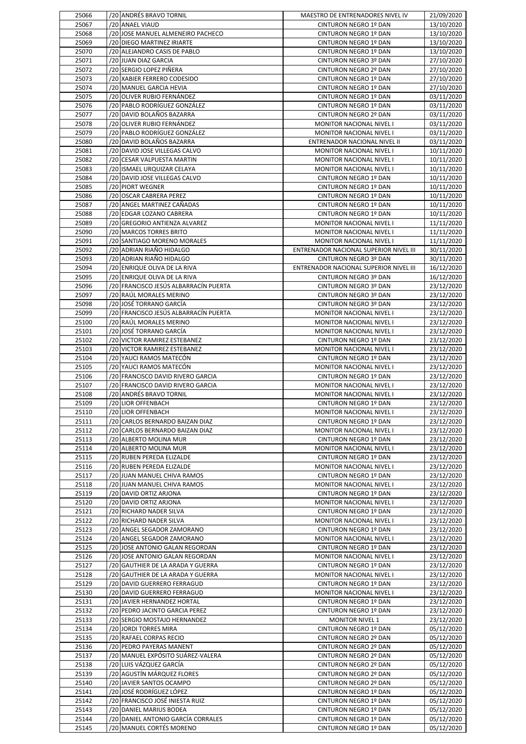| | | | | |
|---|---|---|---|---|
| 25066 | /20 | ANDRÉS BRAVO TORNIL | MAESTRO DE ENTRENADORES NIVEL IV | 21/09/2020 |
| 25067 | /20 | ANAEL VIAUD | CINTURON NEGRO 1º DAN | 13/10/2020 |
| 25068 | /20 | JOSE MANUEL ALMENEIRO PACHECO | CINTURON NEGRO 1º DAN | 13/10/2020 |
| 25069 | /20 | DIEGO MARTINEZ IRIARTE | CINTURON NEGRO 1º DAN | 13/10/2020 |
| 25070 | /20 | ALEJANDRO CASIS DE PABLO | CINTURON NEGRO 1º DAN | 13/10/2020 |
| 25071 | /20 | JUAN DIAZ GARCIA | CINTURON NEGRO 3º DAN | 27/10/2020 |
| 25072 | /20 | SERGIO LOPEZ PIÑERA | CINTURON NEGRO 2º DAN | 27/10/2020 |
| 25073 | /20 | XABIER FERRERO CODESIDO | CINTURON NEGRO 1º DAN | 27/10/2020 |
| 25074 | /20 | MANUEL GARCIA HEVIA | CINTURON NEGRO 1º DAN | 27/10/2020 |
| 25075 | /20 | OLIVER RUBIO FERNÁNDEZ | CINTURON NEGRO 1º DAN | 03/11/2020 |
| 25076 | /20 | PABLO RODRÍGUEZ GONZÁLEZ | CINTURON NEGRO 1º DAN | 03/11/2020 |
| 25077 | /20 | DAVID BOLAÑOS BAZARRA | CINTURON NEGRO 2º DAN | 03/11/2020 |
| 25078 | /20 | OLIVER RUBIO FERNÁNDEZ | MONITOR NACIONAL NIVEL I | 03/11/2020 |
| 25079 | /20 | PABLO RODRÍGUEZ GONZÁLEZ | MONITOR NACIONAL NIVEL I | 03/11/2020 |
| 25080 | /20 | DAVID BOLAÑOS BAZARRA | ENTRENADOR NACIONAL NIVEL II | 03/11/2020 |
| 25081 | /20 | DAVID JOSE VILLEGAS CALVO | MONITOR NACIONAL NIVEL I | 10/11/2020 |
| 25082 | /20 | CESAR VALPUESTA MARTIN | MONITOR NACIONAL NIVEL I | 10/11/2020 |
| 25083 | /20 | ISMAEL URQUIZAR CELAYA | MONITOR NACIONAL NIVEL I | 10/11/2020 |
| 25084 | /20 | DAVID JOSE VILLEGAS CALVO | CINTURON NEGRO 1º DAN | 10/11/2020 |
| 25085 | /20 | PIORT WEGNER | CINTURON NEGRO 1º DAN | 10/11/2020 |
| 25086 | /20 | OSCAR CABRERA PEREZ | CINTURON NEGRO 1º DAN | 10/11/2020 |
| 25087 | /20 | ANGEL MARTINEZ CAÑADAS | CINTURON NEGRO 1º DAN | 10/11/2020 |
| 25088 | /20 | EDGAR LOZANO CABRERA | CINTURON NEGRO 1º DAN | 10/11/2020 |
| 25089 | /20 | GREGORIO ANTIENZA ALVAREZ | MONITOR NACIONAL NIVEL I | 11/11/2020 |
| 25090 | /20 | MARCOS TORRES BRITO | MONITOR NACIONAL NIVEL I | 11/11/2020 |
| 25091 | /20 | SANTIAGO MORENO MORALES | MONITOR NACIONAL NIVEL I | 11/11/2020 |
| 25092 | /20 | ADRIAN RIAÑO HIDALGO | ENTRENADOR NACIONAL SUPERIOR NIVEL III | 30/11/2020 |
| 25093 | /20 | ADRIAN RIAÑO HIDALGO | CINTURON NEGRO 3º DAN | 30/11/2020 |
| 25094 | /20 | ENRIQUE OLIVA DE LA RIVA | ENTRENADOR NACIONAL SUPERIOR NIVEL III | 16/12/2020 |
| 25095 | /20 | ENRIQUE OLIVA DE LA RIVA | CINTURON NEGRO 3º DAN | 16/12/2020 |
| 25096 | /20 | FRANCISCO JESÚS ALBARRACÍN PUERTA | CINTURON NEGRO 3º DAN | 23/12/2020 |
| 25097 | /20 | RAÚL MORALES MERINO | CINTURON NEGRO 3º DAN | 23/12/2020 |
| 25098 | /20 | JOSÉ TORRANO GARCÍA | CINTURON NEGRO 3º DAN | 23/12/2020 |
| 25099 | /20 | FRANCISCO JESÚS ALBARRACÍN PUERTA | MONITOR NACIONAL NIVEL I | 23/12/2020 |
| 25100 | /20 | RAÚL MORALES MERINO | MONITOR NACIONAL NIVEL I | 23/12/2020 |
| 25101 | /20 | JOSÉ TORRANO GARCÍA | MONITOR NACIONAL NIVEL I | 23/12/2020 |
| 25102 | /20 | VICTOR RAMIREZ ESTEBANEZ | CINTURON NEGRO 1º DAN | 23/12/2020 |
| 25103 | /20 | VICTOR RAMIREZ ESTEBANEZ | MONITOR NACIONAL NIVEL I | 23/12/2020 |
| 25104 | /20 | YAUCI RAMOS MATECÓN | CINTURON NEGRO 1º DAN | 23/12/2020 |
| 25105 | /20 | YAUCI RAMOS MATECÓN | MONITOR NACIONAL NIVEL I | 23/12/2020 |
| 25106 | /20 | FRANCISCO DAVID RIVERO GARCIA | CINTURON NEGRO 1º DAN | 23/12/2020 |
| 25107 | /20 | FRANCISCO DAVID RIVERO GARCIA | MONITOR NACIONAL NIVEL I | 23/12/2020 |
| 25108 | /20 | ANDRÉS BRAVO TORNIL | MONITOR NACIONAL NIVEL I | 23/12/2020 |
| 25109 | /20 | LIOR OFFENBACH | CINTURON NEGRO 1º DAN | 23/12/2020 |
| 25110 | /20 | LIOR OFFENBACH | MONITOR NACIONAL NIVEL I | 23/12/2020 |
| 25111 | /20 | CARLOS BERNARDO BAIZAN DIAZ | CINTURON NEGRO 1º DAN | 23/12/2020 |
| 25112 | /20 | CARLOS BERNARDO BAIZAN DIAZ | MONITOR NACIONAL NIVEL I | 23/12/2020 |
| 25113 | /20 | ALBERTO MOLINA MUR | CINTURON NEGRO 1º DAN | 23/12/2020 |
| 25114 | /20 | ALBERTO MOLINA MUR | MONITOR NACIONAL NIVEL I | 23/12/2020 |
| 25115 | /20 | RUBEN PEREDA ELIZALDE | CINTURON NEGRO 1º DAN | 23/12/2020 |
| 25116 | /20 | RUBEN PEREDA ELIZALDE | MONITOR NACIONAL NIVEL I | 23/12/2020 |
| 25117 | /20 | JUAN MANUEL CHIVA RAMOS | CINTURON NEGRO 1º DAN | 23/12/2020 |
| 25118 | /20 | JUAN MANUEL CHIVA RAMOS | MONITOR NACIONAL NIVEL I | 23/12/2020 |
| 25119 | /20 | DAVID ORTIZ ARJONA | CINTURON NEGRO 1º DAN | 23/12/2020 |
| 25120 | /20 | DAVID ORTIZ ARJONA | MONITOR NACIONAL NIVEL I | 23/12/2020 |
| 25121 | /20 | RICHARD NADER SILVA | CINTURON NEGRO 1º DAN | 23/12/2020 |
| 25122 | /20 | RICHARD NADER SILVA | MONITOR NACIONAL NIVEL I | 23/12/2020 |
| 25123 | /20 | ANGEL SEGADOR ZAMORANO | CINTURON NEGRO 1º DAN | 23/12/2020 |
| 25124 | /20 | ANGEL SEGADOR ZAMORANO | MONITOR NACIONAL NIVEL I | 23/12/2020 |
| 25125 | /20 | JOSE ANTONIO GALAN REGORDAN | CINTURON NEGRO 1º DAN | 23/12/2020 |
| 25126 | /20 | JOSE ANTONIO GALAN REGORDAN | MONITOR NACIONAL NIVEL I | 23/12/2020 |
| 25127 | /20 | GAUTHIER DE LA ARADA Y GUERRA | CINTURON NEGRO 1º DAN | 23/12/2020 |
| 25128 | /20 | GAUTHIER DE LA ARADA Y GUERRA | MONITOR NACIONAL NIVEL I | 23/12/2020 |
| 25129 | /20 | DAVID GUERRERO FERRAGUD | CINTURON NEGRO 1º DAN | 23/12/2020 |
| 25130 | /20 | DAVID GUERRERO FERRAGUD | MONITOR NACIONAL NIVEL I | 23/12/2020 |
| 25131 | /20 | JAVIER HERNANDEZ HORTAL | CINTURON NEGRO 1º DAN | 23/12/2020 |
| 25132 | /20 | PEDRO JACINTO GARCIA PEREZ | CINTURON NEGRO 1º DAN | 23/12/2020 |
| 25133 | /20 | SERGIO MOSTAJO HERNANDEZ | MONITOR NIVEL 1 | 23/12/2020 |
| 25134 | /20 | JORDI TORRES MIRA | CINTURON NEGRO 1º DAN | 05/12/2020 |
| 25135 | /20 | RAFAEL CORPAS RECIO | CINTURON NEGRO 2º DAN | 05/12/2020 |
| 25136 | /20 | PEDRO PAYERAS MANENT | CINTURON NEGRO 2º DAN | 05/12/2020 |
| 25137 | /20 | MANUEL EXPÓSITO SUÁREZ-VALERA | CINTURON NEGRO 2º DAN | 05/12/2020 |
| 25138 | /20 | LUIS VÁZQUEZ GARCÍA | CINTURON NEGRO 2º DAN | 05/12/2020 |
| 25139 | /20 | AGUSTÍN MÁRQUEZ FLORES | CINTURON NEGRO 2º DAN | 05/12/2020 |
| 25140 | /20 | JAVIER SANTOS OCAMPO | CINTURON NEGRO 2º DAN | 05/12/2020 |
| 25141 | /20 | JOSÉ RODRÍGUEZ LÓPEZ | CINTURON NEGRO 1º DAN | 05/12/2020 |
| 25142 | /20 | FRANCISCO JOSÉ INIESTA RUIZ | CINTURON NEGRO 1º DAN | 05/12/2020 |
| 25143 | /20 | DANIEL MARIUS BODEA | CINTURON NEGRO 1º DAN | 05/12/2020 |
| 25144 | /20 | DANIEL ANTONIO GARCÍA CORRALES | CINTURON NEGRO 1º DAN | 05/12/2020 |
| 25145 | /20 | MANUEL CORTÉS MORENO | CINTURON NEGRO 1º DAN | 05/12/2020 |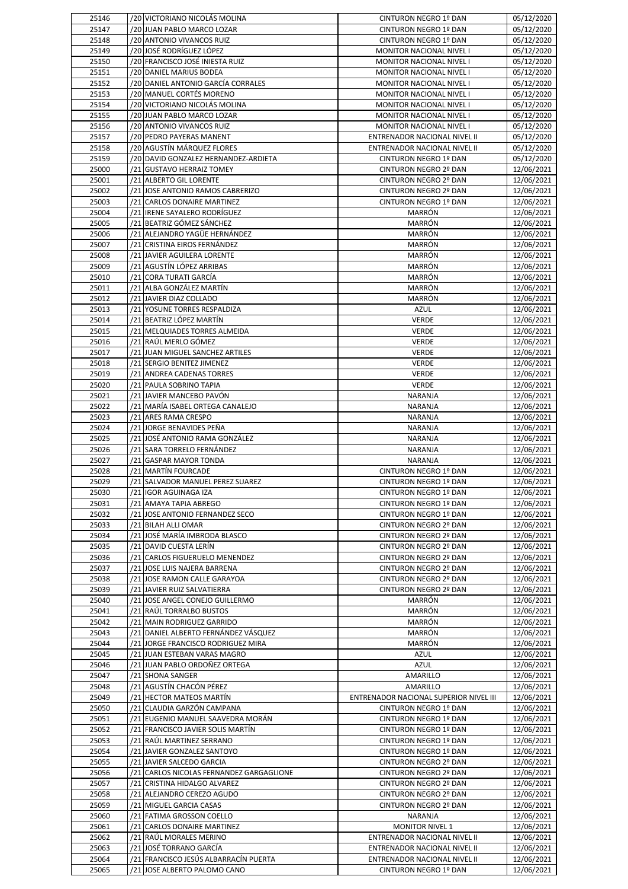| | | | | |
|---|---|---|---|---|
| 25146 | /20 | VICTORIANO NICOLÁS MOLINA | CINTURON NEGRO 1º DAN | 05/12/2020 |
| 25147 | /20 | JUAN PABLO MARCO LOZAR | CINTURON NEGRO 1º DAN | 05/12/2020 |
| 25148 | /20 | ANTONIO VIVANCOS RUIZ | CINTURON NEGRO 1º DAN | 05/12/2020 |
| 25149 | /20 | JOSÉ RODRÍGUEZ LÓPEZ | MONITOR NACIONAL NIVEL I | 05/12/2020 |
| 25150 | /20 | FRANCISCO JOSÉ INIESTA RUIZ | MONITOR NACIONAL NIVEL I | 05/12/2020 |
| 25151 | /20 | DANIEL MARIUS BODEA | MONITOR NACIONAL NIVEL I | 05/12/2020 |
| 25152 | /20 | DANIEL ANTONIO GARCÍA CORRALES | MONITOR NACIONAL NIVEL I | 05/12/2020 |
| 25153 | /20 | MANUEL CORTÉS MORENO | MONITOR NACIONAL NIVEL I | 05/12/2020 |
| 25154 | /20 | VICTORIANO NICOLÁS MOLINA | MONITOR NACIONAL NIVEL I | 05/12/2020 |
| 25155 | /20 | JUAN PABLO MARCO LOZAR | MONITOR NACIONAL NIVEL I | 05/12/2020 |
| 25156 | /20 | ANTONIO VIVANCOS RUIZ | MONITOR NACIONAL NIVEL I | 05/12/2020 |
| 25157 | /20 | PEDRO PAYERAS MANENT | ENTRENADOR NACIONAL NIVEL II | 05/12/2020 |
| 25158 | /20 | AGUSTÍN MÁRQUEZ FLORES | ENTRENADOR NACIONAL NIVEL II | 05/12/2020 |
| 25159 | /20 | DAVID GONZALEZ HERNANDEZ-ARDIETA | CINTURON NEGRO 1º DAN | 05/12/2020 |
| 25000 | /21 | GUSTAVO HERRAIZ TOMEY | CINTURON NEGRO 2º DAN | 12/06/2021 |
| 25001 | /21 | ALBERTO GIL LORENTE | CINTURON NEGRO 2º DAN | 12/06/2021 |
| 25002 | /21 | JOSE ANTONIO RAMOS CABRERIZO | CINTURON NEGRO 2º DAN | 12/06/2021 |
| 25003 | /21 | CARLOS DONAIRE MARTINEZ | CINTURON NEGRO 1º DAN | 12/06/2021 |
| 25004 | /21 | IRENE SAYALERO RODRÍGUEZ | MARRÓN | 12/06/2021 |
| 25005 | /21 | BEATRIZ GÓMEZ SÁNCHEZ | MARRÓN | 12/06/2021 |
| 25006 | /21 | ALEJANDRO YAGÜE HERNÁNDEZ | MARRÓN | 12/06/2021 |
| 25007 | /21 | CRISTINA EIROS FERNÁNDEZ | MARRÓN | 12/06/2021 |
| 25008 | /21 | JAVIER AGUILERA LORENTE | MARRÓN | 12/06/2021 |
| 25009 | /21 | AGUSTÍN LÓPEZ ARRIBAS | MARRÓN | 12/06/2021 |
| 25010 | /21 | CORA TURATI GARCÍA | MARRÓN | 12/06/2021 |
| 25011 | /21 | ALBA GONZÁLEZ MARTÍN | MARRÓN | 12/06/2021 |
| 25012 | /21 | JAVIER DIAZ COLLADO | MARRÓN | 12/06/2021 |
| 25013 | /21 | YOSUNE TORRES RESPALDIZA | AZUL | 12/06/2021 |
| 25014 | /21 | BEATRIZ LÓPEZ MARTÍN | VERDE | 12/06/2021 |
| 25015 | /21 | MELQUIADES TORRES ALMEIDA | VERDE | 12/06/2021 |
| 25016 | /21 | RAÚL MERLO GÓMEZ | VERDE | 12/06/2021 |
| 25017 | /21 | JUAN MIGUEL SANCHEZ ARTILES | VERDE | 12/06/2021 |
| 25018 | /21 | SERGIO BENITEZ JIMENEZ | VERDE | 12/06/2021 |
| 25019 | /21 | ANDREA CADENAS TORRES | VERDE | 12/06/2021 |
| 25020 | /21 | PAULA SOBRINO TAPIA | VERDE | 12/06/2021 |
| 25021 | /21 | JAVIER MANCEBO PAVÓN | NARANJA | 12/06/2021 |
| 25022 | /21 | MARÍA ISABEL ORTEGA CANALEJO | NARANJA | 12/06/2021 |
| 25023 | /21 | ARES RAMA CRESPO | NARANJA | 12/06/2021 |
| 25024 | /21 | JORGE BENAVIDES PEÑA | NARANJA | 12/06/2021 |
| 25025 | /21 | JOSÉ ANTONIO RAMA GONZÁLEZ | NARANJA | 12/06/2021 |
| 25026 | /21 | SARA TORRELO FERNÁNDEZ | NARANJA | 12/06/2021 |
| 25027 | /21 | GASPAR MAYOR TONDA | NARANJA | 12/06/2021 |
| 25028 | /21 | MARTÍN FOURCADE | CINTURON NEGRO 1º DAN | 12/06/2021 |
| 25029 | /21 | SALVADOR MANUEL PEREZ SUAREZ | CINTURON NEGRO 1º DAN | 12/06/2021 |
| 25030 | /21 | IGOR AGUINAGA IZA | CINTURON NEGRO 1º DAN | 12/06/2021 |
| 25031 | /21 | AMAYA TAPIA ABREGO | CINTURON NEGRO 1º DAN | 12/06/2021 |
| 25032 | /21 | JOSE ANTONIO FERNANDEZ SECO | CINTURON NEGRO 1º DAN | 12/06/2021 |
| 25033 | /21 | BILAH ALLI OMAR | CINTURON NEGRO 2º DAN | 12/06/2021 |
| 25034 | /21 | JOSÉ MARÍA IMBRODA BLASCO | CINTURON NEGRO 2º DAN | 12/06/2021 |
| 25035 | /21 | DAVID CUESTA LERÍN | CINTURON NEGRO 2º DAN | 12/06/2021 |
| 25036 | /21 | CARLOS FIGUERUELO MENENDEZ | CINTURON NEGRO 2º DAN | 12/06/2021 |
| 25037 | /21 | JOSE LUIS NAJERA BARRENA | CINTURON NEGRO 2º DAN | 12/06/2021 |
| 25038 | /21 | JOSE RAMON CALLE GARAYOA | CINTURON NEGRO 2º DAN | 12/06/2021 |
| 25039 | /21 | JAVIER RUIZ SALVATIERRA | CINTURON NEGRO 2º DAN | 12/06/2021 |
| 25040 | /21 | JOSE ANGEL CONEJO GUILLERMO | MARRÓN | 12/06/2021 |
| 25041 | /21 | RAÚL TORRALBO BUSTOS | MARRÓN | 12/06/2021 |
| 25042 | /21 | MAIN RODRIGUEZ GARRIDO | MARRÓN | 12/06/2021 |
| 25043 | /21 | DANIEL ALBERTO FERNÁNDEZ VÁSQUEZ | MARRÓN | 12/06/2021 |
| 25044 | /21 | JORGE FRANCISCO RODRIGUEZ MIRA | MARRÓN | 12/06/2021 |
| 25045 | /21 | JUAN ESTEBAN VARAS MAGRO | AZUL | 12/06/2021 |
| 25046 | /21 | JUAN PABLO ORDOÑEZ ORTEGA | AZUL | 12/06/2021 |
| 25047 | /21 | SHONA SANGER | AMARILLO | 12/06/2021 |
| 25048 | /21 | AGUSTÍN CHACÓN PÉREZ | AMARILLO | 12/06/2021 |
| 25049 | /21 | HECTOR MATEOS MARTÍN | ENTRENADOR NACIONAL SUPERIOR NIVEL III | 12/06/2021 |
| 25050 | /21 | CLAUDIA GARZÓN CAMPANA | CINTURON NEGRO 1º DAN | 12/06/2021 |
| 25051 | /21 | EUGENIO MANUEL SAAVEDRA MORÁN | CINTURON NEGRO 1º DAN | 12/06/2021 |
| 25052 | /21 | FRANCISCO JAVIER SOLIS MARTÍN | CINTURON NEGRO 1º DAN | 12/06/2021 |
| 25053 | /21 | RAÚL MARTINEZ SERRANO | CINTURON NEGRO 1º DAN | 12/06/2021 |
| 25054 | /21 | JAVIER GONZALEZ SANTOYO | CINTURON NEGRO 1º DAN | 12/06/2021 |
| 25055 | /21 | JAVIER SALCEDO GARCIA | CINTURON NEGRO 2º DAN | 12/06/2021 |
| 25056 | /21 | CARLOS NICOLAS FERNANDEZ GARGAGLIONE | CINTURON NEGRO 2º DAN | 12/06/2021 |
| 25057 | /21 | CRISTINA HIDALGO ALVAREZ | CINTURON NEGRO 2º DAN | 12/06/2021 |
| 25058 | /21 | ALEJANDRO CEREZO AGUDO | CINTURON NEGRO 2º DAN | 12/06/2021 |
| 25059 | /21 | MIGUEL GARCIA CASAS | CINTURON NEGRO 2º DAN | 12/06/2021 |
| 25060 | /21 | FATIMA GROSSON COELLO | NARANJA | 12/06/2021 |
| 25061 | /21 | CARLOS DONAIRE MARTINEZ | MONITOR NIVEL 1 | 12/06/2021 |
| 25062 | /21 | RAÚL MORALES MERINO | ENTRENADOR NACIONAL NIVEL II | 12/06/2021 |
| 25063 | /21 | JOSÉ TORRANO GARCÍA | ENTRENADOR NACIONAL NIVEL II | 12/06/2021 |
| 25064 | /21 | FRANCISCO JESÚS ALBARRACÍN PUERTA | ENTRENADOR NACIONAL NIVEL II | 12/06/2021 |
| 25065 | /21 | JOSE ALBERTO PALOMO CANO | CINTURON NEGRO 1º DAN | 12/06/2021 |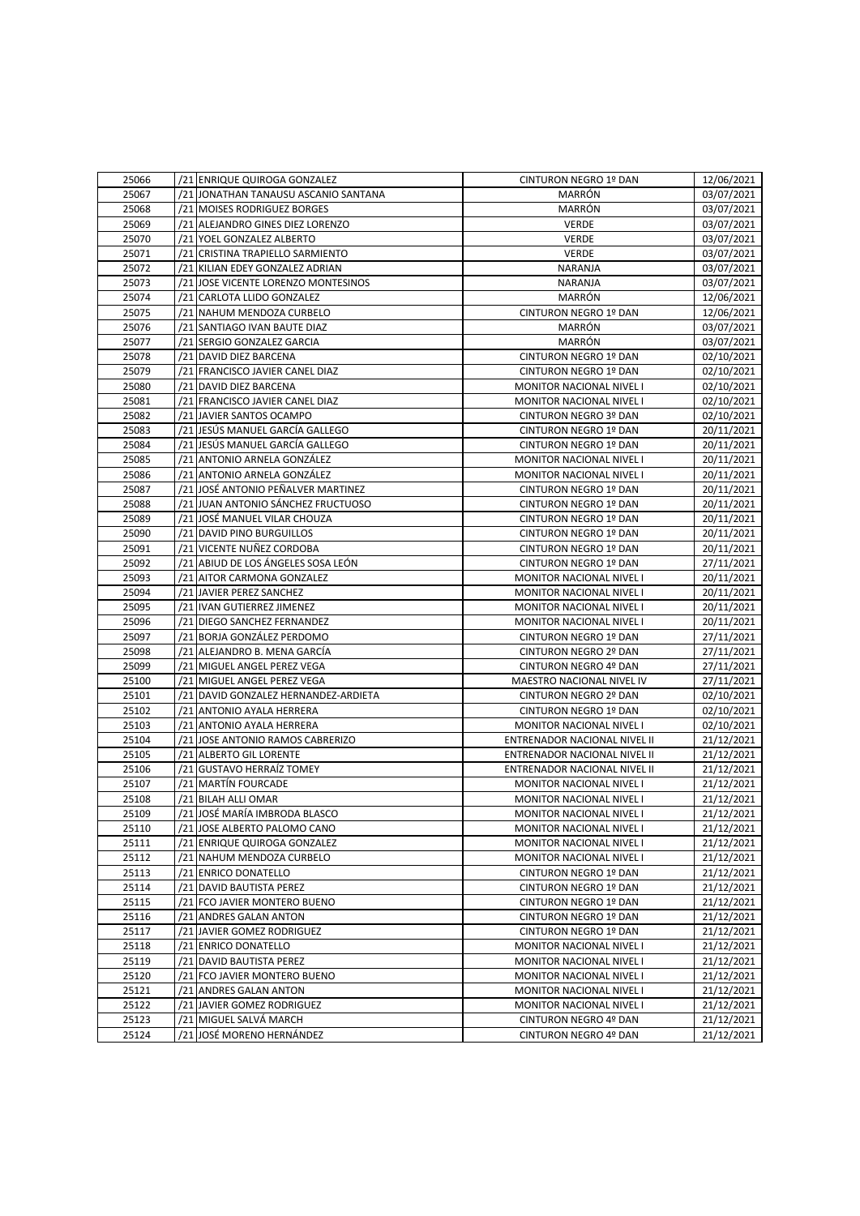| | | | | |
|---|---|---|---|---|
| 25066 | /21 | ENRIQUE QUIROGA GONZALEZ | CINTURON NEGRO 1º DAN | 12/06/2021 |
| 25067 | /21 | JONATHAN TANAUSU ASCANIO SANTANA | MARRÓN | 03/07/2021 |
| 25068 | /21 | MOISES RODRIGUEZ BORGES | MARRÓN | 03/07/2021 |
| 25069 | /21 | ALEJANDRO GINES DIEZ LORENZO | VERDE | 03/07/2021 |
| 25070 | /21 | YOEL GONZALEZ ALBERTO | VERDE | 03/07/2021 |
| 25071 | /21 | CRISTINA TRAPIELLO SARMIENTO | VERDE | 03/07/2021 |
| 25072 | /21 | KILIAN EDEY GONZALEZ ADRIAN | NARANJA | 03/07/2021 |
| 25073 | /21 | JOSE VICENTE LORENZO MONTESINOS | NARANJA | 03/07/2021 |
| 25074 | /21 | CARLOTA LLIDO GONZALEZ | MARRÓN | 12/06/2021 |
| 25075 | /21 | NAHUM MENDOZA CURBELO | CINTURON NEGRO 1º DAN | 12/06/2021 |
| 25076 | /21 | SANTIAGO IVAN BAUTE DIAZ | MARRÓN | 03/07/2021 |
| 25077 | /21 | SERGIO GONZALEZ GARCIA | MARRÓN | 03/07/2021 |
| 25078 | /21 | DAVID DIEZ BARCENA | CINTURON NEGRO 1º DAN | 02/10/2021 |
| 25079 | /21 | FRANCISCO JAVIER CANEL DIAZ | CINTURON NEGRO 1º DAN | 02/10/2021 |
| 25080 | /21 | DAVID DIEZ BARCENA | MONITOR NACIONAL NIVEL I | 02/10/2021 |
| 25081 | /21 | FRANCISCO JAVIER CANEL DIAZ | MONITOR NACIONAL NIVEL I | 02/10/2021 |
| 25082 | /21 | JAVIER SANTOS OCAMPO | CINTURON NEGRO 3º DAN | 02/10/2021 |
| 25083 | /21 | JESÚS MANUEL GARCÍA GALLEGO | CINTURON NEGRO 1º DAN | 20/11/2021 |
| 25084 | /21 | JESÚS MANUEL GARCÍA GALLEGO | CINTURON NEGRO 1º DAN | 20/11/2021 |
| 25085 | /21 | ANTONIO ARNELA GONZÁLEZ | MONITOR NACIONAL NIVEL I | 20/11/2021 |
| 25086 | /21 | ANTONIO ARNELA GONZÁLEZ | MONITOR NACIONAL NIVEL I | 20/11/2021 |
| 25087 | /21 | JOSÉ ANTONIO PEÑALVER MARTINEZ | CINTURON NEGRO 1º DAN | 20/11/2021 |
| 25088 | /21 | JUAN ANTONIO SÁNCHEZ FRUCTUOSO | CINTURON NEGRO 1º DAN | 20/11/2021 |
| 25089 | /21 | JOSÉ MANUEL VILAR CHOUZA | CINTURON NEGRO 1º DAN | 20/11/2021 |
| 25090 | /21 | DAVID PINO BURGUILLOS | CINTURON NEGRO 1º DAN | 20/11/2021 |
| 25091 | /21 | VICENTE NUÑEZ CORDOBA | CINTURON NEGRO 1º DAN | 20/11/2021 |
| 25092 | /21 | ABIUD DE LOS ÁNGELES SOSA LEÓN | CINTURON NEGRO 1º DAN | 27/11/2021 |
| 25093 | /21 | AITOR CARMONA GONZALEZ | MONITOR NACIONAL NIVEL I | 20/11/2021 |
| 25094 | /21 | JAVIER PEREZ SANCHEZ | MONITOR NACIONAL NIVEL I | 20/11/2021 |
| 25095 | /21 | IVAN GUTIERREZ JIMENEZ | MONITOR NACIONAL NIVEL I | 20/11/2021 |
| 25096 | /21 | DIEGO SANCHEZ FERNANDEZ | MONITOR NACIONAL NIVEL I | 20/11/2021 |
| 25097 | /21 | BORJA GONZÁLEZ PERDOMO | CINTURON NEGRO 1º DAN | 27/11/2021 |
| 25098 | /21 | ALEJANDRO B. MENA GARCÍA | CINTURON NEGRO 2º DAN | 27/11/2021 |
| 25099 | /21 | MIGUEL ANGEL PEREZ VEGA | CINTURON NEGRO 4º DAN | 27/11/2021 |
| 25100 | /21 | MIGUEL ANGEL PEREZ VEGA | MAESTRO NACIONAL NIVEL IV | 27/11/2021 |
| 25101 | /21 | DAVID GONZALEZ HERNANDEZ-ARDIETA | CINTURON NEGRO 2º DAN | 02/10/2021 |
| 25102 | /21 | ANTONIO AYALA HERRERA | CINTURON NEGRO 1º DAN | 02/10/2021 |
| 25103 | /21 | ANTONIO AYALA HERRERA | MONITOR NACIONAL NIVEL I | 02/10/2021 |
| 25104 | /21 | JOSE ANTONIO RAMOS CABRERIZO | ENTRENADOR NACIONAL NIVEL II | 21/12/2021 |
| 25105 | /21 | ALBERTO GIL LORENTE | ENTRENADOR NACIONAL NIVEL II | 21/12/2021 |
| 25106 | /21 | GUSTAVO HERRAÍZ TOMEY | ENTRENADOR NACIONAL NIVEL II | 21/12/2021 |
| 25107 | /21 | MARTÍN FOURCADE | MONITOR NACIONAL NIVEL I | 21/12/2021 |
| 25108 | /21 | BILAH ALLI OMAR | MONITOR NACIONAL NIVEL I | 21/12/2021 |
| 25109 | /21 | JOSÉ MARÍA IMBRODA BLASCO | MONITOR NACIONAL NIVEL I | 21/12/2021 |
| 25110 | /21 | JOSE ALBERTO PALOMO CANO | MONITOR NACIONAL NIVEL I | 21/12/2021 |
| 25111 | /21 | ENRIQUE QUIROGA GONZALEZ | MONITOR NACIONAL NIVEL I | 21/12/2021 |
| 25112 | /21 | NAHUM MENDOZA CURBELO | MONITOR NACIONAL NIVEL I | 21/12/2021 |
| 25113 | /21 | ENRICO DONATELLO | CINTURON NEGRO 1º DAN | 21/12/2021 |
| 25114 | /21 | DAVID BAUTISTA PEREZ | CINTURON NEGRO 1º DAN | 21/12/2021 |
| 25115 | /21 | FCO JAVIER MONTERO BUENO | CINTURON NEGRO 1º DAN | 21/12/2021 |
| 25116 | /21 | ANDRES GALAN ANTON | CINTURON NEGRO 1º DAN | 21/12/2021 |
| 25117 | /21 | JAVIER GOMEZ RODRIGUEZ | CINTURON NEGRO 1º DAN | 21/12/2021 |
| 25118 | /21 | ENRICO DONATELLO | MONITOR NACIONAL NIVEL I | 21/12/2021 |
| 25119 | /21 | DAVID BAUTISTA PEREZ | MONITOR NACIONAL NIVEL I | 21/12/2021 |
| 25120 | /21 | FCO JAVIER MONTERO BUENO | MONITOR NACIONAL NIVEL I | 21/12/2021 |
| 25121 | /21 | ANDRES GALAN ANTON | MONITOR NACIONAL NIVEL I | 21/12/2021 |
| 25122 | /21 | JAVIER GOMEZ RODRIGUEZ | MONITOR NACIONAL NIVEL I | 21/12/2021 |
| 25123 | /21 | MIGUEL SALVÁ MARCH | CINTURON NEGRO 4º DAN | 21/12/2021 |
| 25124 | /21 | JOSÉ MORENO HERNÁNDEZ | CINTURON NEGRO 4º DAN | 21/12/2021 |